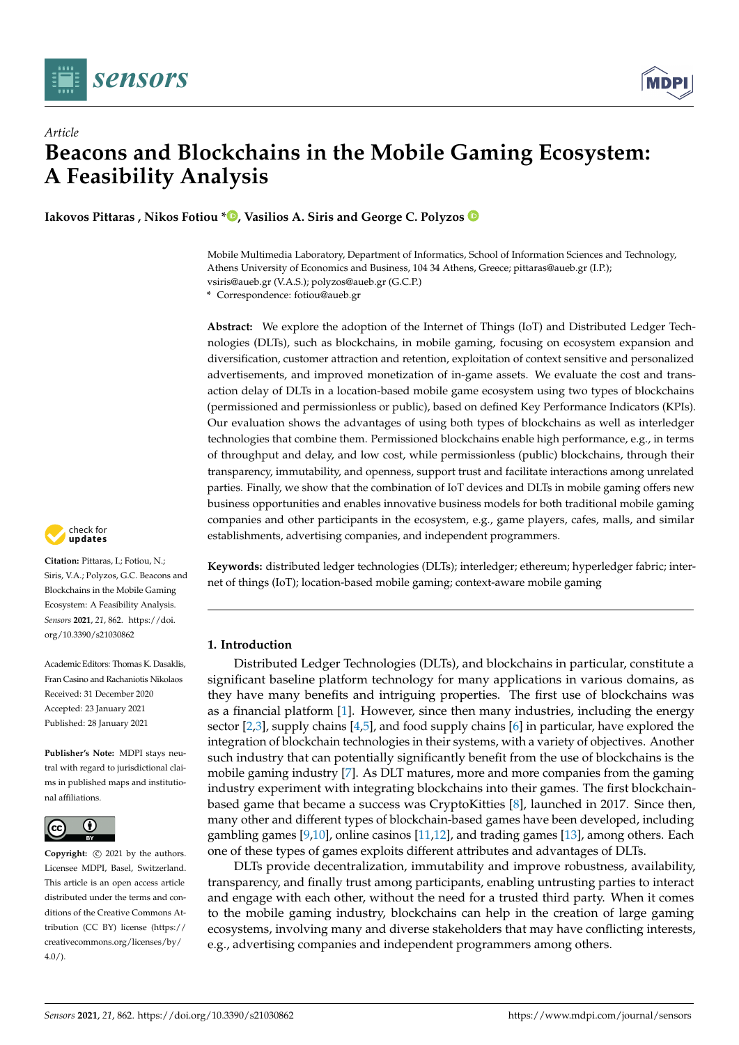*Article*

# Beacons and Blockchains in the Mobile Gaming Ecosystem: A Feasibility Analysis

**Iakovos Pittaras , Nikos Fotiou \*, Vasilios A. Siris and George C. Polyzos**

Mobile Multimedia Laboratory, Department of Informatics, School of Information Sciences and Technology, Athens University of Economics and Business, 104 34 Athens, Greece; pittaras@aueb.gr (I.P.); vsiris@aueb.gr (V.A.S.); polyzos@aueb.gr (G.C.P.)

\* Correspondence: fotiou@aueb.gr

**Abstract:** We explore the adoption of the Internet of Things (IoT) and Distributed Ledger Technologies (DLTs), such as blockchains, in mobile gaming, focusing on ecosystem expansion and diversification, customer attraction and retention, exploitation of context sensitive and personalized advertisements, and improved monetization of in-game assets. We evaluate the cost and transaction delay of DLTs in a location-based mobile game ecosystem using two types of blockchains (permissioned and permissionless or public), based on defined Key Performance Indicators (KPIs). Our evaluation shows the advantages of using both types of blockchains as well as interledger technologies that combine them. Permissioned blockchains enable high performance, e.g., in terms of throughput and delay, and low cost, while permissionless (public) blockchains, through their transparency, immutability, and openness, support trust and facilitate interactions among unrelated parties. Finally, we show that the combination of IoT devices and DLTs in mobile gaming offers new business opportunities and enables innovative business models for both traditional mobile gaming companies and other participants in the ecosystem, e.g., game players, cafes, malls, and similar establishments, advertising companies, and independent programmers.

**Keywords:** distributed ledger technologies (DLTs); interledger; ethereum; hyperledger fabric; internet of things (IoT); location-based mobile gaming; context-aware mobile gaming

**Citation:** Pittaras, I.; Fotiou, N.; Siris, V.A.; Polyzos, G.C. Beacons and Blockchains in the Mobile Gaming Ecosystem: A Feasibility Analysis. *Sensors* **2021**, *21*, 862. https://doi.org/10.3390/s21030862

Academic Editors: Thomas K. Dasaklis, Fran Casino and Rachaniotis Nikolaos

Received: 31 December 2020
Accepted: 23 January 2021
Published: 28 January 2021

**Publisher's Note:** MDPI stays neutral with regard to jurisdictional claims in published maps and institutional affiliations.

**Copyright:** © 2021 by the authors. Licensee MDPI, Basel, Switzerland. This article is an open access article distributed under the terms and conditions of the Creative Commons Attribution (CC BY) license (https://creativecommons.org/licenses/by/4.0/).

## 1. Introduction

Distributed Ledger Technologies (DLTs), and blockchains in particular, constitute a significant baseline platform technology for many applications in various domains, as they have many benefits and intriguing properties. The first use of blockchains was as a financial platform [1]. However, since then many industries, including the energy sector [2,3], supply chains [4,5], and food supply chains [6] in particular, have explored the integration of blockchain technologies in their systems, with a variety of objectives. Another such industry that can potentially significantly benefit from the use of blockchains is the mobile gaming industry [7]. As DLT matures, more and more companies from the gaming industry experiment with integrating blockchains into their games. The first blockchain-based game that became a success was CryptoKitties [8], launched in 2017. Since then, many other and different types of blockchain-based games have been developed, including gambling games [9,10], online casinos [11,12], and trading games [13], among others. Each one of these types of games exploits different attributes and advantages of DLTs.

DLTs provide decentralization, immutability and improve robustness, availability, transparency, and finally trust among participants, enabling untrusting parties to interact and engage with each other, without the need for a trusted third party. When it comes to the mobile gaming industry, blockchains can help in the creation of large gaming ecosystems, involving many and diverse stakeholders that may have conflicting interests, e.g., advertising companies and independent programmers among others.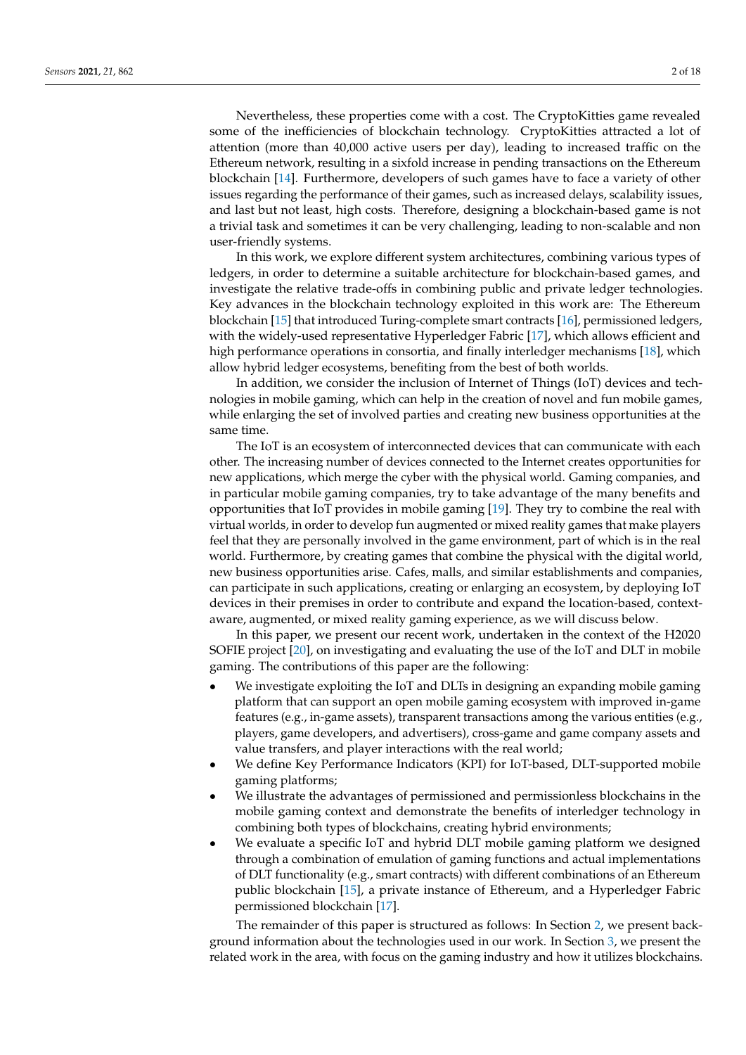Nevertheless, these properties come with a cost. The CryptoKitties game revealed some of the inefficiencies of blockchain technology. CryptoKitties attracted a lot of attention (more than 40,000 active users per day), leading to increased traffic on the Ethereum network, resulting in a sixfold increase in pending transactions on the Ethereum blockchain [14]. Furthermore, developers of such games have to face a variety of other issues regarding the performance of their games, such as increased delays, scalability issues, and last but not least, high costs. Therefore, designing a blockchain-based game is not a trivial task and sometimes it can be very challenging, leading to non-scalable and non user-friendly systems.

In this work, we explore different system architectures, combining various types of ledgers, in order to determine a suitable architecture for blockchain-based games, and investigate the relative trade-offs in combining public and private ledger technologies. Key advances in the blockchain technology exploited in this work are: The Ethereum blockchain [15] that introduced Turing-complete smart contracts [16], permissioned ledgers, with the widely-used representative Hyperledger Fabric [17], which allows efficient and high performance operations in consortia, and finally interledger mechanisms [18], which allow hybrid ledger ecosystems, benefiting from the best of both worlds.

In addition, we consider the inclusion of Internet of Things (IoT) devices and technologies in mobile gaming, which can help in the creation of novel and fun mobile games, while enlarging the set of involved parties and creating new business opportunities at the same time.

The IoT is an ecosystem of interconnected devices that can communicate with each other. The increasing number of devices connected to the Internet creates opportunities for new applications, which merge the cyber with the physical world. Gaming companies, and in particular mobile gaming companies, try to take advantage of the many benefits and opportunities that IoT provides in mobile gaming [19]. They try to combine the real with virtual worlds, in order to develop fun augmented or mixed reality games that make players feel that they are personally involved in the game environment, part of which is in the real world. Furthermore, by creating games that combine the physical with the digital world, new business opportunities arise. Cafes, malls, and similar establishments and companies, can participate in such applications, creating or enlarging an ecosystem, by deploying IoT devices in their premises in order to contribute and expand the location-based, context-aware, augmented, or mixed reality gaming experience, as we will discuss below.

In this paper, we present our recent work, undertaken in the context of the H2020 SOFIE project [20], on investigating and evaluating the use of the IoT and DLT in mobile gaming. The contributions of this paper are the following:

- We investigate exploiting the IoT and DLTs in designing an expanding mobile gaming platform that can support an open mobile gaming ecosystem with improved in-game features (e.g., in-game assets), transparent transactions among the various entities (e.g., players, game developers, and advertisers), cross-game and game company assets and value transfers, and player interactions with the real world;
- We define Key Performance Indicators (KPI) for IoT-based, DLT-supported mobile gaming platforms;
- We illustrate the advantages of permissioned and permissionless blockchains in the mobile gaming context and demonstrate the benefits of interledger technology in combining both types of blockchains, creating hybrid environments;
- We evaluate a specific IoT and hybrid DLT mobile gaming platform we designed through a combination of emulation of gaming functions and actual implementations of DLT functionality (e.g., smart contracts) with different combinations of an Ethereum public blockchain [15], a private instance of Ethereum, and a Hyperledger Fabric permissioned blockchain [17].

The remainder of this paper is structured as follows: In Section 2, we present background information about the technologies used in our work. In Section 3, we present the related work in the area, with focus on the gaming industry and how it utilizes blockchains.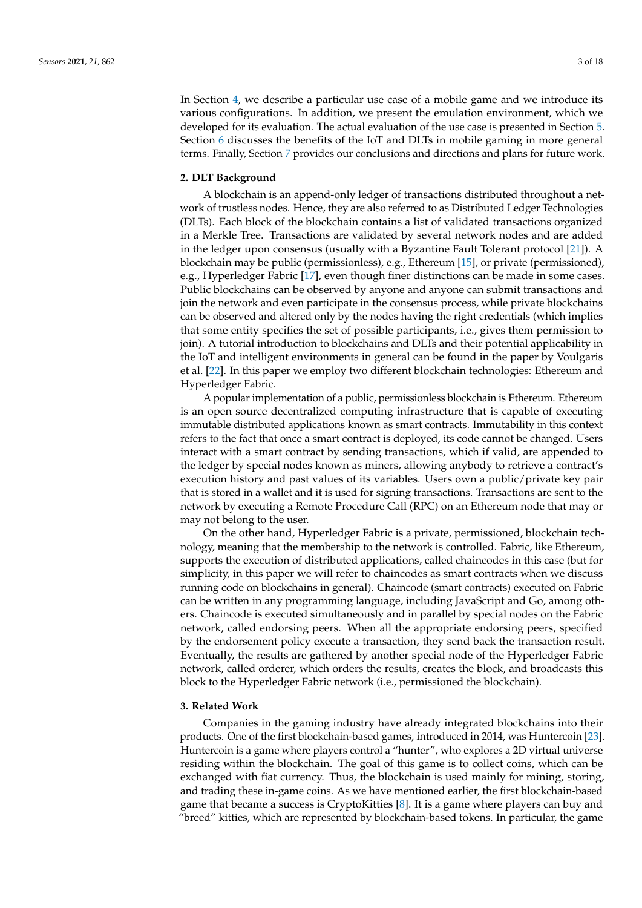In Section 4, we describe a particular use case of a mobile game and we introduce its various configurations. In addition, we present the emulation environment, which we developed for its evaluation. The actual evaluation of the use case is presented in Section 5. Section 6 discusses the benefits of the IoT and DLTs in mobile gaming in more general terms. Finally, Section 7 provides our conclusions and directions and plans for future work.

## 2. DLT Background

A blockchain is an append-only ledger of transactions distributed throughout a network of trustless nodes. Hence, they are also referred to as Distributed Ledger Technologies (DLTs). Each block of the blockchain contains a list of validated transactions organized in a Merkle Tree. Transactions are validated by several network nodes and are added in the ledger upon consensus (usually with a Byzantine Fault Tolerant protocol [21]). A blockchain may be public (permissionless), e.g., Ethereum [15], or private (permissioned), e.g., Hyperledger Fabric [17], even though finer distinctions can be made in some cases. Public blockchains can be observed by anyone and anyone can submit transactions and join the network and even participate in the consensus process, while private blockchains can be observed and altered only by the nodes having the right credentials (which implies that some entity specifies the set of possible participants, i.e., gives them permission to join). A tutorial introduction to blockchains and DLTs and their potential applicability in the IoT and intelligent environments in general can be found in the paper by Voulgaris et al. [22]. In this paper we employ two different blockchain technologies: Ethereum and Hyperledger Fabric.

A popular implementation of a public, permissionless blockchain is Ethereum. Ethereum is an open source decentralized computing infrastructure that is capable of executing immutable distributed applications known as smart contracts. Immutability in this context refers to the fact that once a smart contract is deployed, its code cannot be changed. Users interact with a smart contract by sending transactions, which if valid, are appended to the ledger by special nodes known as miners, allowing anybody to retrieve a contract's execution history and past values of its variables. Users own a public/private key pair that is stored in a wallet and it is used for signing transactions. Transactions are sent to the network by executing a Remote Procedure Call (RPC) on an Ethereum node that may or may not belong to the user.

On the other hand, Hyperledger Fabric is a private, permissioned, blockchain technology, meaning that the membership to the network is controlled. Fabric, like Ethereum, supports the execution of distributed applications, called chaincodes in this case (but for simplicity, in this paper we will refer to chaincodes as smart contracts when we discuss running code on blockchains in general). Chaincode (smart contracts) executed on Fabric can be written in any programming language, including JavaScript and Go, among others. Chaincode is executed simultaneously and in parallel by special nodes on the Fabric network, called endorsing peers. When all the appropriate endorsing peers, specified by the endorsement policy execute a transaction, they send back the transaction result. Eventually, the results are gathered by another special node of the Hyperledger Fabric network, called orderer, which orders the results, creates the block, and broadcasts this block to the Hyperledger Fabric network (i.e., permissioned the blockchain).

## 3. Related Work

Companies in the gaming industry have already integrated blockchains into their products. One of the first blockchain-based games, introduced in 2014, was Huntercoin [23]. Huntercoin is a game where players control a "hunter", who explores a 2D virtual universe residing within the blockchain. The goal of this game is to collect coins, which can be exchanged with fiat currency. Thus, the blockchain is used mainly for mining, storing, and trading these in-game coins. As we have mentioned earlier, the first blockchain-based game that became a success is CryptoKitties [8]. It is a game where players can buy and "breed" kitties, which are represented by blockchain-based tokens. In particular, the game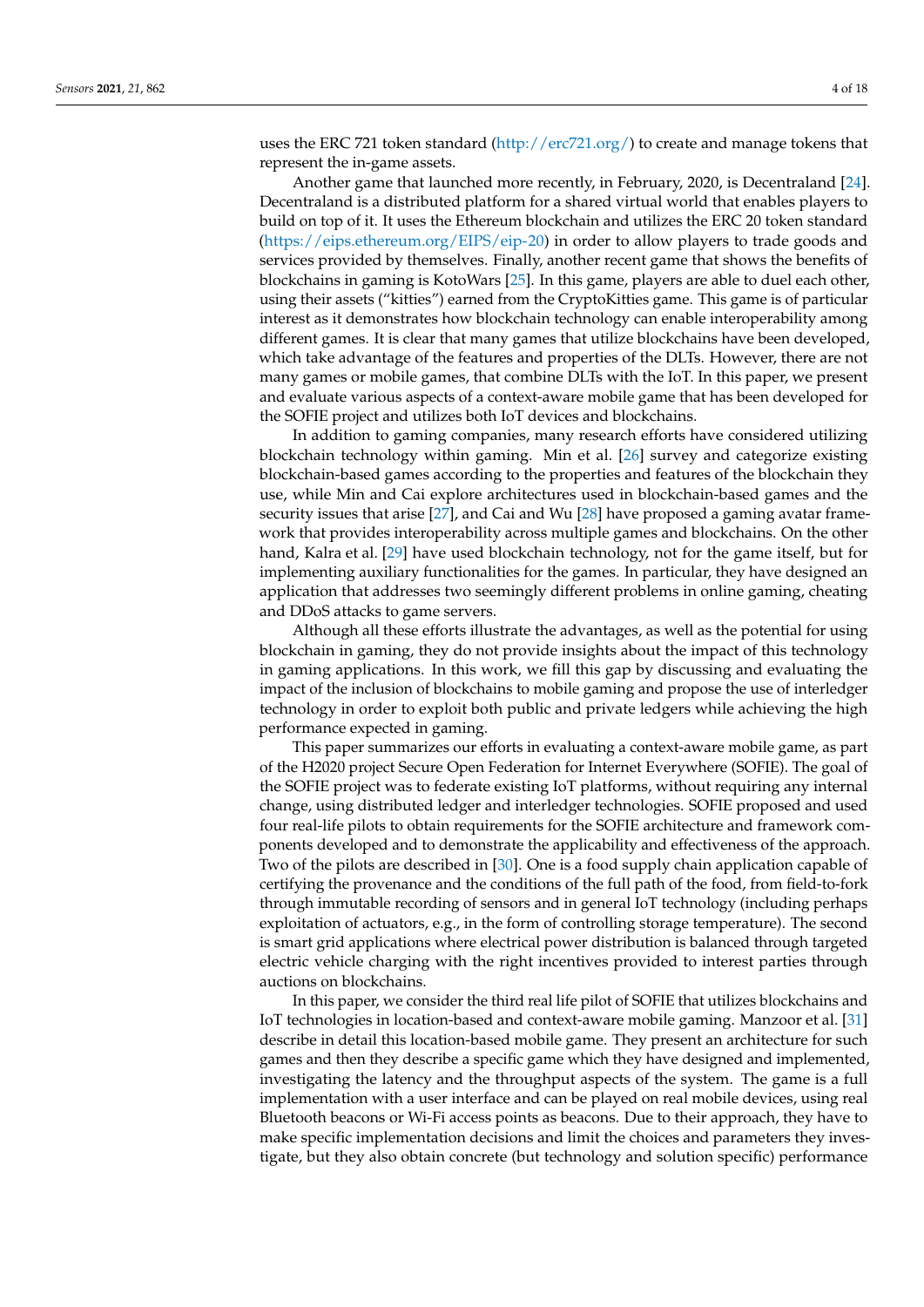uses the ERC 721 token standard (http://erc721.org/) to create and manage tokens that represent the in-game assets.

Another game that launched more recently, in February, 2020, is Decentraland [24]. Decentraland is a distributed platform for a shared virtual world that enables players to build on top of it. It uses the Ethereum blockchain and utilizes the ERC 20 token standard (https://eips.ethereum.org/EIPS/eip-20) in order to allow players to trade goods and services provided by themselves. Finally, another recent game that shows the benefits of blockchains in gaming is KotoWars [25]. In this game, players are able to duel each other, using their assets ("kitties") earned from the CryptoKitties game. This game is of particular interest as it demonstrates how blockchain technology can enable interoperability among different games. It is clear that many games that utilize blockchains have been developed, which take advantage of the features and properties of the DLTs. However, there are not many games or mobile games, that combine DLTs with the IoT. In this paper, we present and evaluate various aspects of a context-aware mobile game that has been developed for the SOFIE project and utilizes both IoT devices and blockchains.

In addition to gaming companies, many research efforts have considered utilizing blockchain technology within gaming. Min et al. [26] survey and categorize existing blockchain-based games according to the properties and features of the blockchain they use, while Min and Cai explore architectures used in blockchain-based games and the security issues that arise [27], and Cai and Wu [28] have proposed a gaming avatar framework that provides interoperability across multiple games and blockchains. On the other hand, Kalra et al. [29] have used blockchain technology, not for the game itself, but for implementing auxiliary functionalities for the games. In particular, they have designed an application that addresses two seemingly different problems in online gaming, cheating and DDoS attacks to game servers.

Although all these efforts illustrate the advantages, as well as the potential for using blockchain in gaming, they do not provide insights about the impact of this technology in gaming applications. In this work, we fill this gap by discussing and evaluating the impact of the inclusion of blockchains to mobile gaming and propose the use of interledger technology in order to exploit both public and private ledgers while achieving the high performance expected in gaming.

This paper summarizes our efforts in evaluating a context-aware mobile game, as part of the H2020 project Secure Open Federation for Internet Everywhere (SOFIE). The goal of the SOFIE project was to federate existing IoT platforms, without requiring any internal change, using distributed ledger and interledger technologies. SOFIE proposed and used four real-life pilots to obtain requirements for the SOFIE architecture and framework components developed and to demonstrate the applicability and effectiveness of the approach. Two of the pilots are described in [30]. One is a food supply chain application capable of certifying the provenance and the conditions of the full path of the food, from field-to-fork through immutable recording of sensors and in general IoT technology (including perhaps exploitation of actuators, e.g., in the form of controlling storage temperature). The second is smart grid applications where electrical power distribution is balanced through targeted electric vehicle charging with the right incentives provided to interest parties through auctions on blockchains.

In this paper, we consider the third real life pilot of SOFIE that utilizes blockchains and IoT technologies in location-based and context-aware mobile gaming. Manzoor et al. [31] describe in detail this location-based mobile game. They present an architecture for such games and then they describe a specific game which they have designed and implemented, investigating the latency and the throughput aspects of the system. The game is a full implementation with a user interface and can be played on real mobile devices, using real Bluetooth beacons or Wi-Fi access points as beacons. Due to their approach, they have to make specific implementation decisions and limit the choices and parameters they investigate, but they also obtain concrete (but technology and solution specific) performance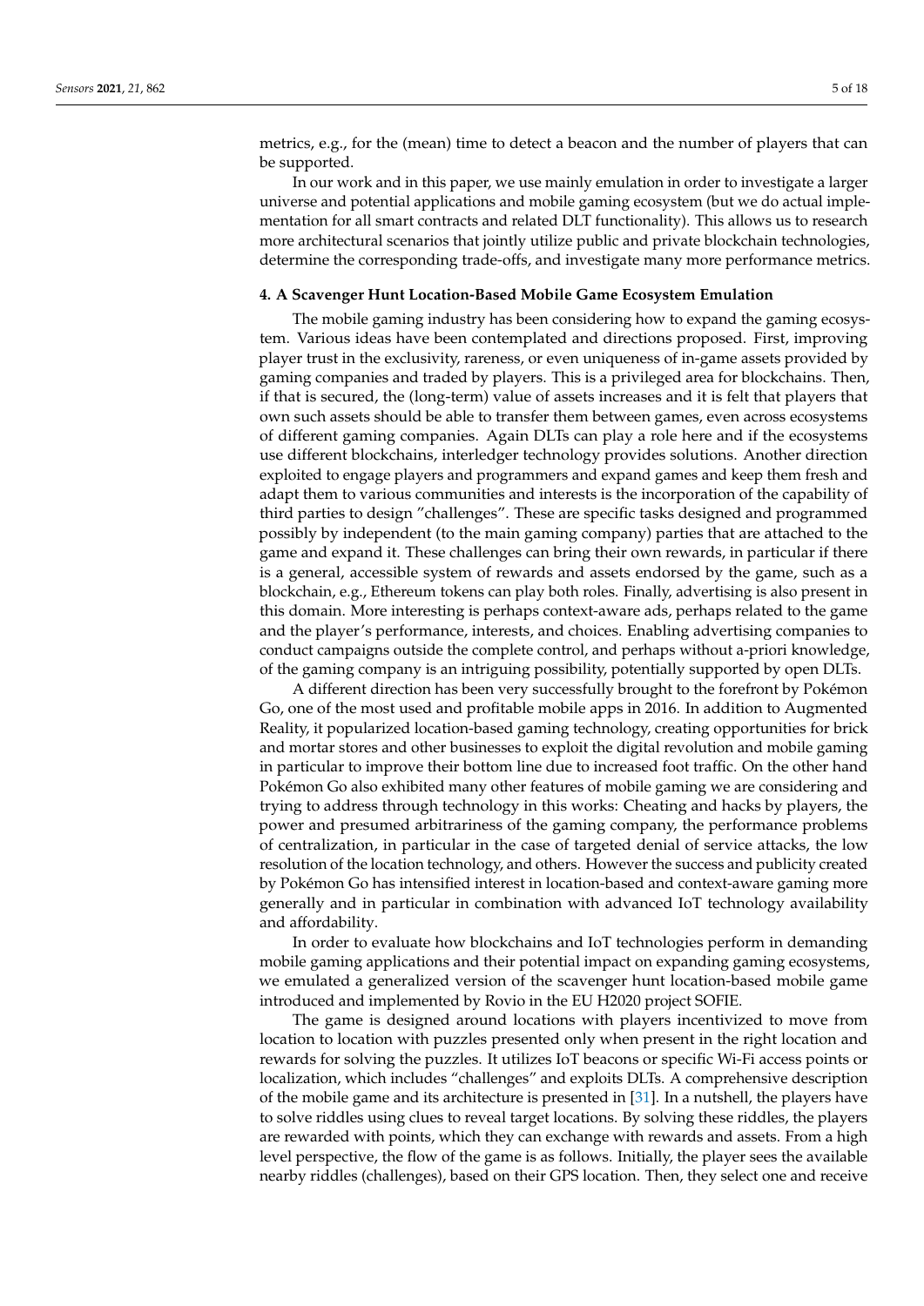metrics, e.g., for the (mean) time to detect a beacon and the number of players that can be supported.

In our work and in this paper, we use mainly emulation in order to investigate a larger universe and potential applications and mobile gaming ecosystem (but we do actual implementation for all smart contracts and related DLT functionality). This allows us to research more architectural scenarios that jointly utilize public and private blockchain technologies, determine the corresponding trade-offs, and investigate many more performance metrics.

## 4. A Scavenger Hunt Location-Based Mobile Game Ecosystem Emulation

The mobile gaming industry has been considering how to expand the gaming ecosystem. Various ideas have been contemplated and directions proposed. First, improving player trust in the exclusivity, rareness, or even uniqueness of in-game assets provided by gaming companies and traded by players. This is a privileged area for blockchains. Then, if that is secured, the (long-term) value of assets increases and it is felt that players that own such assets should be able to transfer them between games, even across ecosystems of different gaming companies. Again DLTs can play a role here and if the ecosystems use different blockchains, interledger technology provides solutions. Another direction exploited to engage players and programmers and expand games and keep them fresh and adapt them to various communities and interests is the incorporation of the capability of third parties to design "challenges". These are specific tasks designed and programmed possibly by independent (to the main gaming company) parties that are attached to the game and expand it. These challenges can bring their own rewards, in particular if there is a general, accessible system of rewards and assets endorsed by the game, such as a blockchain, e.g., Ethereum tokens can play both roles. Finally, advertising is also present in this domain. More interesting is perhaps context-aware ads, perhaps related to the game and the player's performance, interests, and choices. Enabling advertising companies to conduct campaigns outside the complete control, and perhaps without a-priori knowledge, of the gaming company is an intriguing possibility, potentially supported by open DLTs.

A different direction has been very successfully brought to the forefront by Pokémon Go, one of the most used and profitable mobile apps in 2016. In addition to Augmented Reality, it popularized location-based gaming technology, creating opportunities for brick and mortar stores and other businesses to exploit the digital revolution and mobile gaming in particular to improve their bottom line due to increased foot traffic. On the other hand Pokémon Go also exhibited many other features of mobile gaming we are considering and trying to address through technology in this works: Cheating and hacks by players, the power and presumed arbitrariness of the gaming company, the performance problems of centralization, in particular in the case of targeted denial of service attacks, the low resolution of the location technology, and others. However the success and publicity created by Pokémon Go has intensified interest in location-based and context-aware gaming more generally and in particular in combination with advanced IoT technology availability and affordability.

In order to evaluate how blockchains and IoT technologies perform in demanding mobile gaming applications and their potential impact on expanding gaming ecosystems, we emulated a generalized version of the scavenger hunt location-based mobile game introduced and implemented by Rovio in the EU H2020 project SOFIE.

The game is designed around locations with players incentivized to move from location to location with puzzles presented only when present in the right location and rewards for solving the puzzles. It utilizes IoT beacons or specific Wi-Fi access points or localization, which includes "challenges" and exploits DLTs. A comprehensive description of the mobile game and its architecture is presented in [31]. In a nutshell, the players have to solve riddles using clues to reveal target locations. By solving these riddles, the players are rewarded with points, which they can exchange with rewards and assets. From a high level perspective, the flow of the game is as follows. Initially, the player sees the available nearby riddles (challenges), based on their GPS location. Then, they select one and receive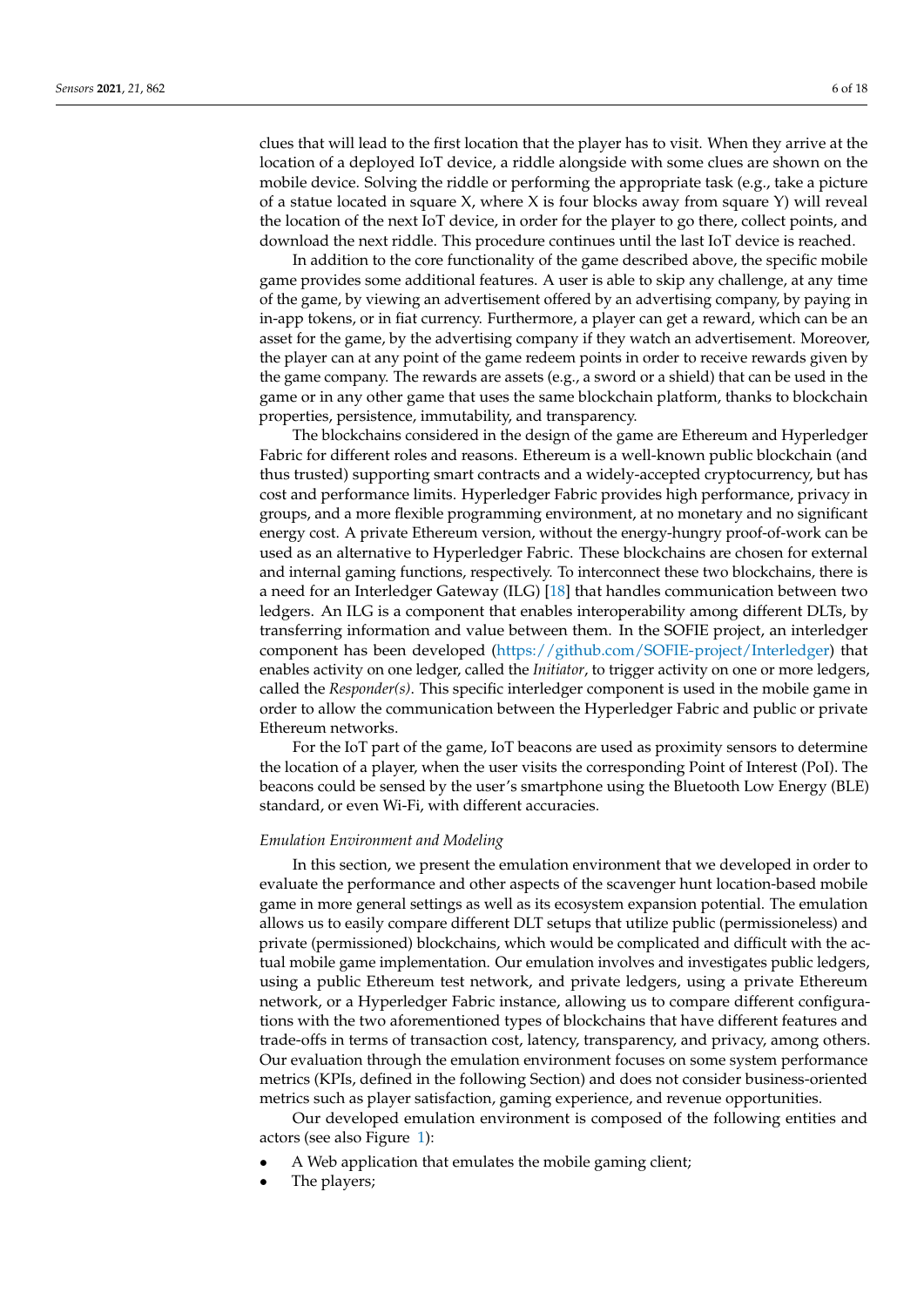clues that will lead to the first location that the player has to visit. When they arrive at the location of a deployed IoT device, a riddle alongside with some clues are shown on the mobile device. Solving the riddle or performing the appropriate task (e.g., take a picture of a statue located in square X, where X is four blocks away from square Y) will reveal the location of the next IoT device, in order for the player to go there, collect points, and download the next riddle. This procedure continues until the last IoT device is reached.

In addition to the core functionality of the game described above, the specific mobile game provides some additional features. A user is able to skip any challenge, at any time of the game, by viewing an advertisement offered by an advertising company, by paying in in-app tokens, or in fiat currency. Furthermore, a player can get a reward, which can be an asset for the game, by the advertising company if they watch an advertisement. Moreover, the player can at any point of the game redeem points in order to receive rewards given by the game company. The rewards are assets (e.g., a sword or a shield) that can be used in the game or in any other game that uses the same blockchain platform, thanks to blockchain properties, persistence, immutability, and transparency.

The blockchains considered in the design of the game are Ethereum and Hyperledger Fabric for different roles and reasons. Ethereum is a well-known public blockchain (and thus trusted) supporting smart contracts and a widely-accepted cryptocurrency, but has cost and performance limits. Hyperledger Fabric provides high performance, privacy in groups, and a more flexible programming environment, at no monetary and no significant energy cost. A private Ethereum version, without the energy-hungry proof-of-work can be used as an alternative to Hyperledger Fabric. These blockchains are chosen for external and internal gaming functions, respectively. To interconnect these two blockchains, there is a need for an Interledger Gateway (ILG) [18] that handles communication between two ledgers. An ILG is a component that enables interoperability among different DLTs, by transferring information and value between them. In the SOFIE project, an interledger component has been developed (https://github.com/SOFIE-project/Interledger) that enables activity on one ledger, called the *Initiator*, to trigger activity on one or more ledgers, called the *Responder(s)*. This specific interledger component is used in the mobile game in order to allow the communication between the Hyperledger Fabric and public or private Ethereum networks.

For the IoT part of the game, IoT beacons are used as proximity sensors to determine the location of a player, when the user visits the corresponding Point of Interest (PoI). The beacons could be sensed by the user's smartphone using the Bluetooth Low Energy (BLE) standard, or even Wi-Fi, with different accuracies.

*Emulation Environment and Modeling*

In this section, we present the emulation environment that we developed in order to evaluate the performance and other aspects of the scavenger hunt location-based mobile game in more general settings as well as its ecosystem expansion potential. The emulation allows us to easily compare different DLT setups that utilize public (permissioneless) and private (permissioned) blockchains, which would be complicated and difficult with the actual mobile game implementation. Our emulation involves and investigates public ledgers, using a public Ethereum test network, and private ledgers, using a private Ethereum network, or a Hyperledger Fabric instance, allowing us to compare different configurations with the two aforementioned types of blockchains that have different features and trade-offs in terms of transaction cost, latency, transparency, and privacy, among others. Our evaluation through the emulation environment focuses on some system performance metrics (KPIs, defined in the following Section) and does not consider business-oriented metrics such as player satisfaction, gaming experience, and revenue opportunities.

Our developed emulation environment is composed of the following entities and actors (see also Figure 1):

- A Web application that emulates the mobile gaming client;
- The players;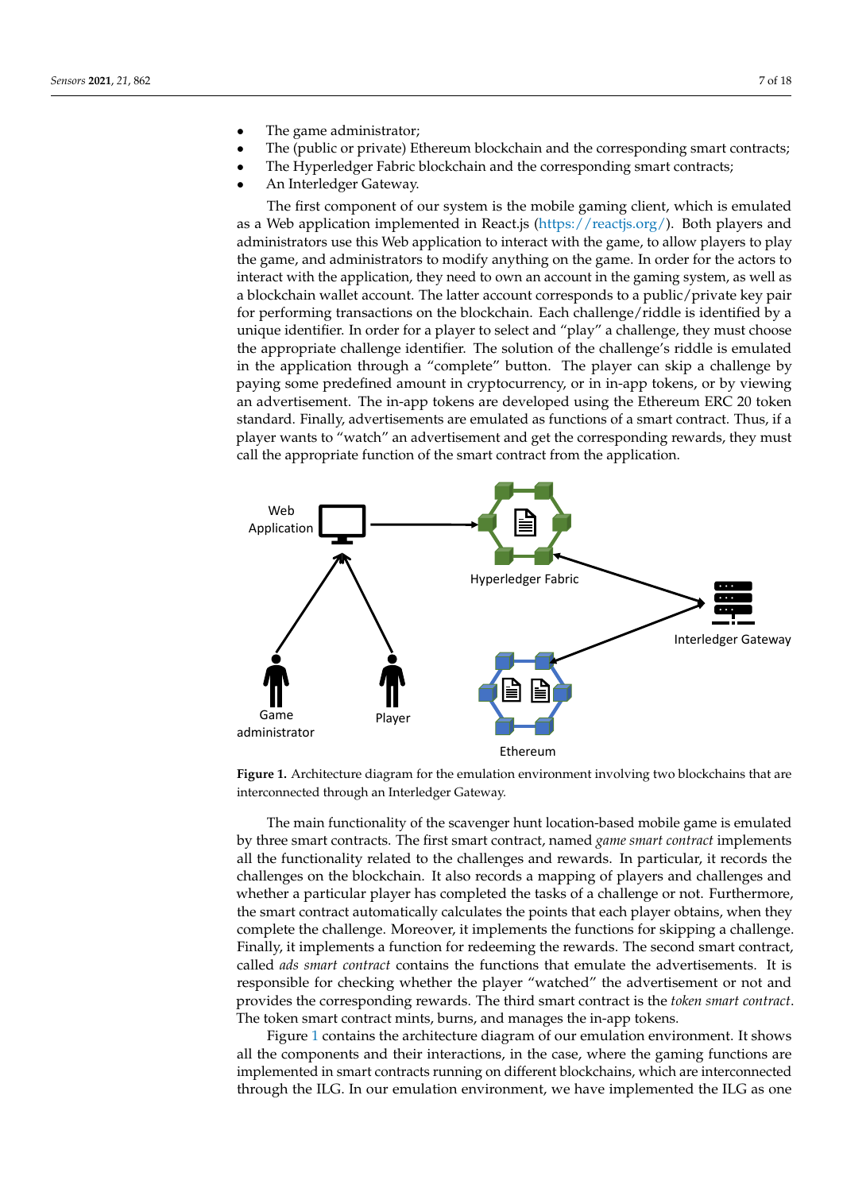- The game administrator;
- The (public or private) Ethereum blockchain and the corresponding smart contracts;
- The Hyperledger Fabric blockchain and the corresponding smart contracts;
- An Interledger Gateway.

The first component of our system is the mobile gaming client, which is emulated as a Web application implemented in React.js (https://reactjs.org/). Both players and administrators use this Web application to interact with the game, to allow players to play the game, and administrators to modify anything on the game. In order for the actors to interact with the application, they need to own an account in the gaming system, as well as a blockchain wallet account. The latter account corresponds to a public/private key pair for performing transactions on the blockchain. Each challenge/riddle is identified by a unique identifier. In order for a player to select and "play" a challenge, they must choose the appropriate challenge identifier. The solution of the challenge's riddle is emulated in the application through a "complete" button. The player can skip a challenge by paying some predefined amount in cryptocurrency, or in in-app tokens, or by viewing an advertisement. The in-app tokens are developed using the Ethereum ERC 20 token standard. Finally, advertisements are emulated as functions of a smart contract. Thus, if a player wants to "watch" an advertisement and get the corresponding rewards, they must call the appropriate function of the smart contract from the application.

**Figure 1.** Architecture diagram for the emulation environment involving two blockchains that are interconnected through an Interledger Gateway.

The main functionality of the scavenger hunt location-based mobile game is emulated by three smart contracts. The first smart contract, named *game smart contract* implements all the functionality related to the challenges and rewards. In particular, it records the challenges on the blockchain. It also records a mapping of players and challenges and whether a particular player has completed the tasks of a challenge or not. Furthermore, the smart contract automatically calculates the points that each player obtains, when they complete the challenge. Moreover, it implements the functions for skipping a challenge. Finally, it implements a function for redeeming the rewards. The second smart contract, called *ads smart contract* contains the functions that emulate the advertisements. It is responsible for checking whether the player "watched" the advertisement or not and provides the corresponding rewards. The third smart contract is the *token smart contract*. The token smart contract mints, burns, and manages the in-app tokens.

Figure 1 contains the architecture diagram of our emulation environment. It shows all the components and their interactions, in the case, where the gaming functions are implemented in smart contracts running on different blockchains, which are interconnected through the ILG. In our emulation environment, we have implemented the ILG as one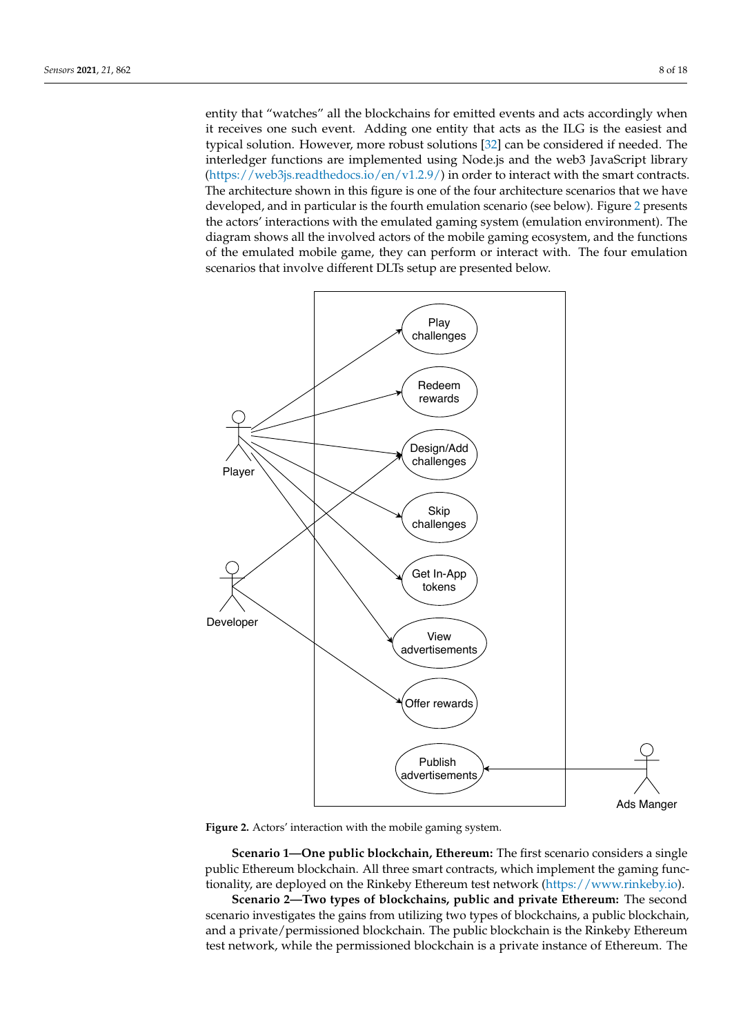entity that "watches" all the blockchains for emitted events and acts accordingly when it receives one such event. Adding one entity that acts as the ILG is the easiest and typical solution. However, more robust solutions [32] can be considered if needed. The interledger functions are implemented using Node.js and the web3 JavaScript library (https://web3js.readthedocs.io/en/v1.2.9/) in order to interact with the smart contracts. The architecture shown in this figure is one of the four architecture scenarios that we have developed, and in particular is the fourth emulation scenario (see below). Figure 2 presents the actors' interactions with the emulated gaming system (emulation environment). The diagram shows all the involved actors of the mobile gaming ecosystem, and the functions of the emulated mobile game, they can perform or interact with. The four emulation scenarios that involve different DLTs setup are presented below.

**Figure 2.** Actors' interaction with the mobile gaming system.

**Scenario 1—One public blockchain, Ethereum:** The first scenario considers a single public Ethereum blockchain. All three smart contracts, which implement the gaming functionality, are deployed on the Rinkeby Ethereum test network (https://www.rinkeby.io).

**Scenario 2—Two types of blockchains, public and private Ethereum:** The second scenario investigates the gains from utilizing two types of blockchains, a public blockchain, and a private/permissioned blockchain. The public blockchain is the Rinkeby Ethereum test network, while the permissioned blockchain is a private instance of Ethereum. The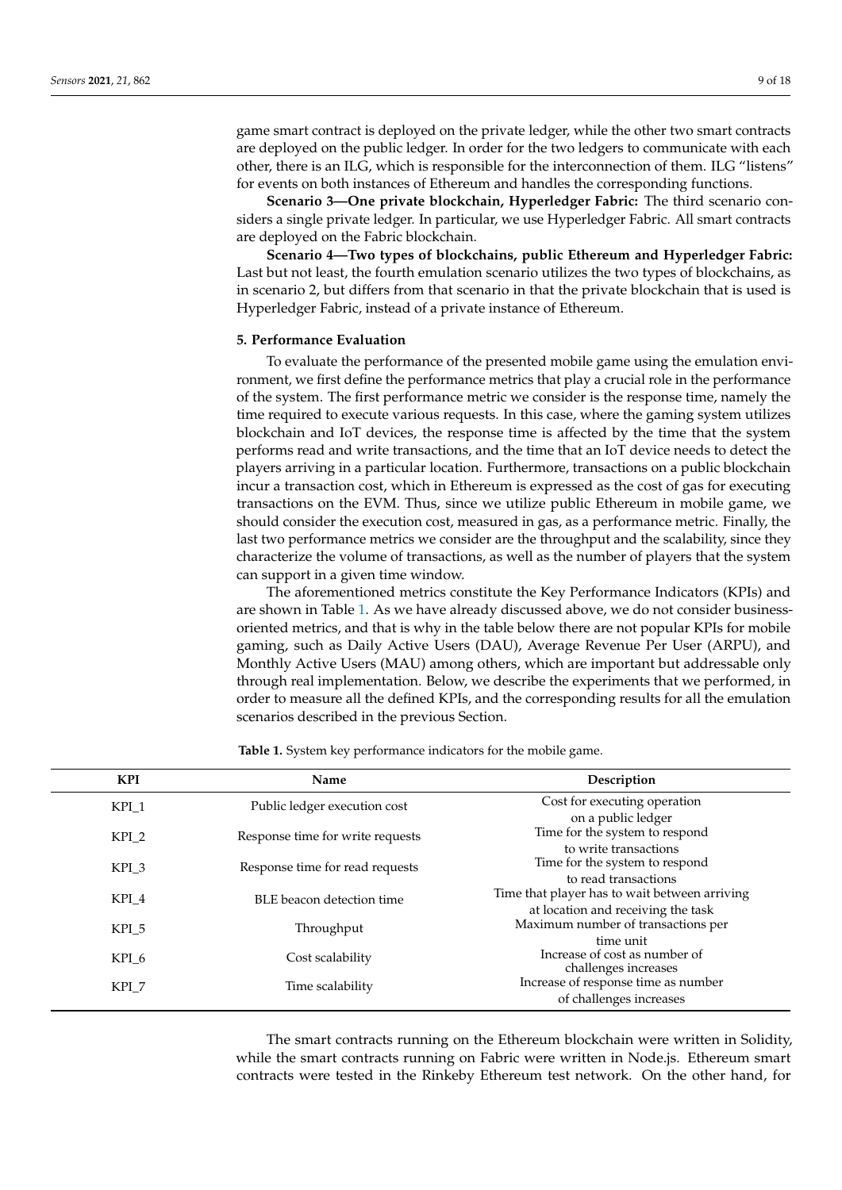game smart contract is deployed on the private ledger, while the other two smart contracts are deployed on the public ledger. In order for the two ledgers to communicate with each other, there is an ILG, which is responsible for the interconnection of them. ILG "listens" for events on both instances of Ethereum and handles the corresponding functions.

**Scenario 3—One private blockchain, Hyperledger Fabric:** The third scenario considers a single private ledger. In particular, we use Hyperledger Fabric. All smart contracts are deployed on the Fabric blockchain.

**Scenario 4—Two types of blockchains, public Ethereum and Hyperledger Fabric:** Last but not least, the fourth emulation scenario utilizes the two types of blockchains, as in scenario 2, but differs from that scenario in that the private blockchain that is used is Hyperledger Fabric, instead of a private instance of Ethereum.

## 5. Performance Evaluation

To evaluate the performance of the presented mobile game using the emulation environment, we first define the performance metrics that play a crucial role in the performance of the system. The first performance metric we consider is the response time, namely the time required to execute various requests. In this case, where the gaming system utilizes blockchain and IoT devices, the response time is affected by the time that the system performs read and write transactions, and the time that an IoT device needs to detect the players arriving in a particular location. Furthermore, transactions on a public blockchain incur a transaction cost, which in Ethereum is expressed as the cost of gas for executing transactions on the EVM. Thus, since we utilize public Ethereum in mobile game, we should consider the execution cost, measured in gas, as a performance metric. Finally, the last two performance metrics we consider are the throughput and the scalability, since they characterize the volume of transactions, as well as the number of players that the system can support in a given time window.

The aforementioned metrics constitute the Key Performance Indicators (KPIs) and are shown in Table 1. As we have already discussed above, we do not consider business-oriented metrics, and that is why in the table below there are not popular KPIs for mobile gaming, such as Daily Active Users (DAU), Average Revenue Per User (ARPU), and Monthly Active Users (MAU) among others, which are important but addressable only through real implementation. Below, we describe the experiments that we performed, in order to measure all the defined KPIs, and the corresponding results for all the emulation scenarios described in the previous Section.

**Table 1.** System key performance indicators for the mobile game.

| KPI | Name | Description |
|---|---|---|
| KPI_1 | Public ledger execution cost | Cost for executing operation on a public ledger |
| KPI_2 | Response time for write requests | Time for the system to respond to write transactions |
| KPI_3 | Response time for read requests | Time for the system to respond to read transactions |
| KPI_4 | BLE beacon detection time | Time that player has to wait between arriving at location and receiving the task |
| KPI_5 | Throughput | Maximum number of transactions per time unit |
| KPI_6 | Cost scalability | Increase of cost as number of challenges increases |
| KPI_7 | Time scalability | Increase of response time as number of challenges increases |

The smart contracts running on the Ethereum blockchain were written in Solidity, while the smart contracts running on Fabric were written in Node.js. Ethereum smart contracts were tested in the Rinkeby Ethereum test network. On the other hand, for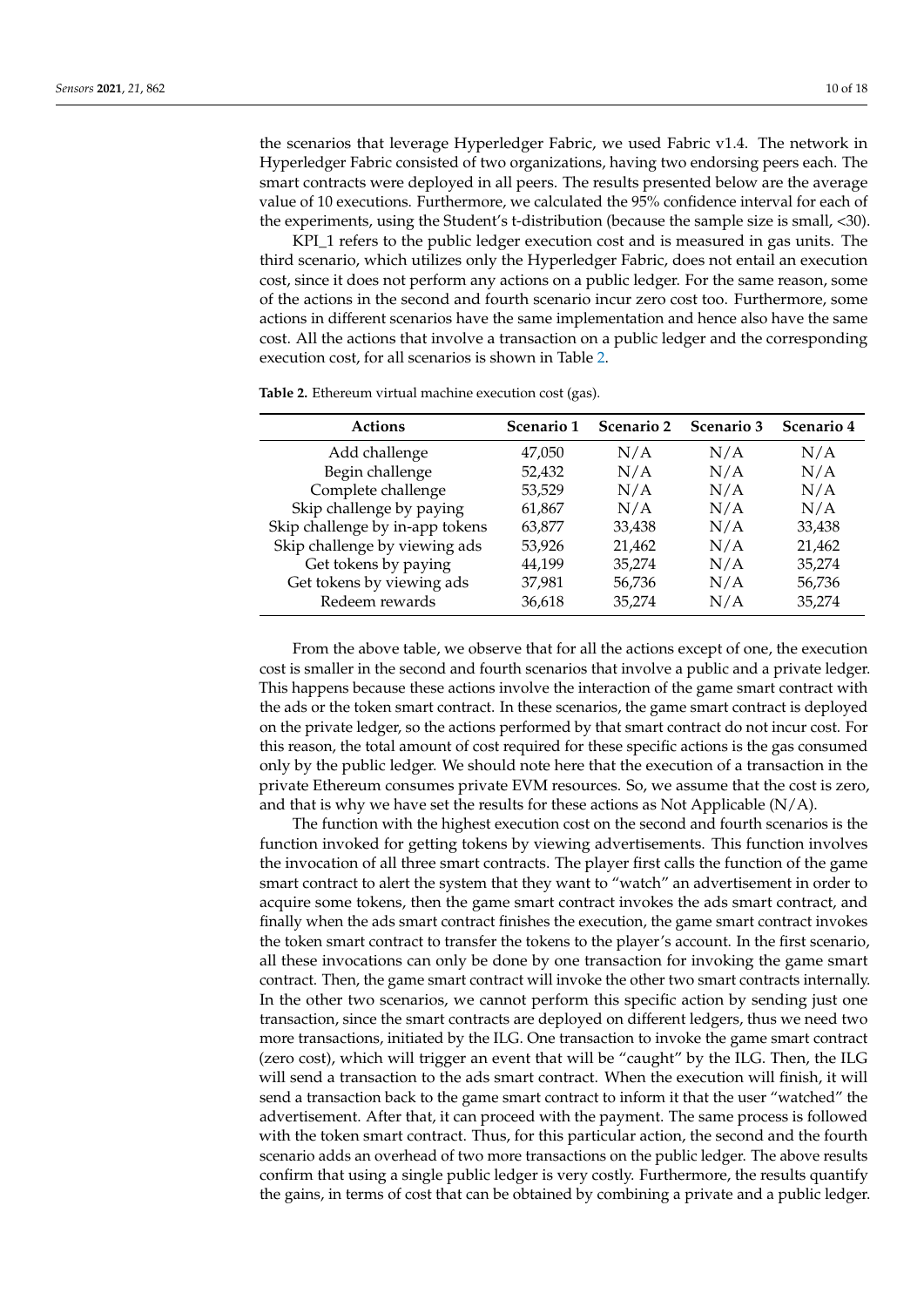the scenarios that leverage Hyperledger Fabric, we used Fabric v1.4. The network in Hyperledger Fabric consisted of two organizations, having two endorsing peers each. The smart contracts were deployed in all peers. The results presented below are the average value of 10 executions. Furthermore, we calculated the 95% confidence interval for each of the experiments, using the Student's t-distribution (because the sample size is small, <30).

KPI_1 refers to the public ledger execution cost and is measured in gas units. The third scenario, which utilizes only the Hyperledger Fabric, does not entail an execution cost, since it does not perform any actions on a public ledger. For the same reason, some of the actions in the second and fourth scenario incur zero cost too. Furthermore, some actions in different scenarios have the same implementation and hence also have the same cost. All the actions that involve a transaction on a public ledger and the corresponding execution cost, for all scenarios is shown in Table 2.

**Table 2.** Ethereum virtual machine execution cost (gas).

| Actions | Scenario 1 | Scenario 2 | Scenario 3 | Scenario 4 |
|---|---|---|---|---|
| Add challenge | 47,050 | N/A | N/A | N/A |
| Begin challenge | 52,432 | N/A | N/A | N/A |
| Complete challenge | 53,529 | N/A | N/A | N/A |
| Skip challenge by paying | 61,867 | N/A | N/A | N/A |
| Skip challenge by in-app tokens | 63,877 | 33,438 | N/A | 33,438 |
| Skip challenge by viewing ads | 53,926 | 21,462 | N/A | 21,462 |
| Get tokens by paying | 44,199 | 35,274 | N/A | 35,274 |
| Get tokens by viewing ads | 37,981 | 56,736 | N/A | 56,736 |
| Redeem rewards | 36,618 | 35,274 | N/A | 35,274 |

From the above table, we observe that for all the actions except of one, the execution cost is smaller in the second and fourth scenarios that involve a public and a private ledger. This happens because these actions involve the interaction of the game smart contract with the ads or the token smart contract. In these scenarios, the game smart contract is deployed on the private ledger, so the actions performed by that smart contract do not incur cost. For this reason, the total amount of cost required for these specific actions is the gas consumed only by the public ledger. We should note here that the execution of a transaction in the private Ethereum consumes private EVM resources. So, we assume that the cost is zero, and that is why we have set the results for these actions as Not Applicable (N/A).

The function with the highest execution cost on the second and fourth scenarios is the function invoked for getting tokens by viewing advertisements. This function involves the invocation of all three smart contracts. The player first calls the function of the game smart contract to alert the system that they want to "watch" an advertisement in order to acquire some tokens, then the game smart contract invokes the ads smart contract, and finally when the ads smart contract finishes the execution, the game smart contract invokes the token smart contract to transfer the tokens to the player's account. In the first scenario, all these invocations can only be done by one transaction for invoking the game smart contract. Then, the game smart contract will invoke the other two smart contracts internally. In the other two scenarios, we cannot perform this specific action by sending just one transaction, since the smart contracts are deployed on different ledgers, thus we need two more transactions, initiated by the ILG. One transaction to invoke the game smart contract (zero cost), which will trigger an event that will be "caught" by the ILG. Then, the ILG will send a transaction to the ads smart contract. When the execution will finish, it will send a transaction back to the game smart contract to inform it that the user "watched" the advertisement. After that, it can proceed with the payment. The same process is followed with the token smart contract. Thus, for this particular action, the second and the fourth scenario adds an overhead of two more transactions on the public ledger. The above results confirm that using a single public ledger is very costly. Furthermore, the results quantify the gains, in terms of cost that can be obtained by combining a private and a public ledger.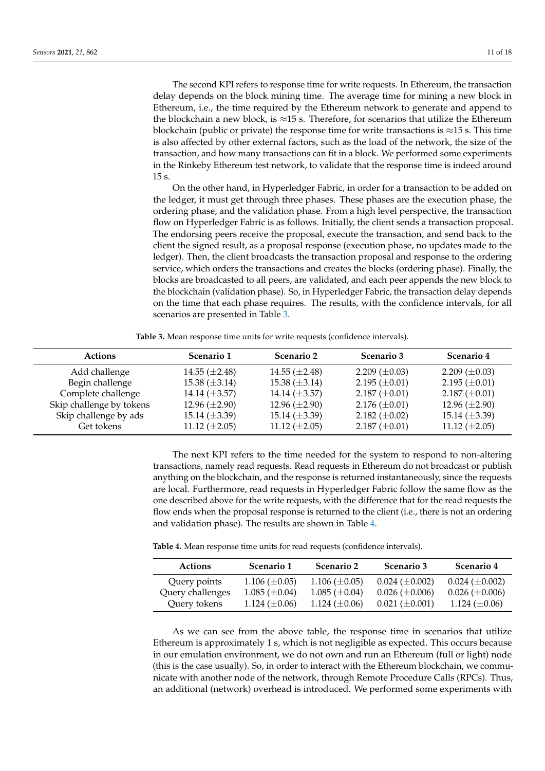The second KPI refers to response time for write requests. In Ethereum, the transaction delay depends on the block mining time. The average time for mining a new block in Ethereum, i.e., the time required by the Ethereum network to generate and append to the blockchain a new block, is ≈15 s. Therefore, for scenarios that utilize the Ethereum blockchain (public or private) the response time for write transactions is ≈15 s. This time is also affected by other external factors, such as the load of the network, the size of the transaction, and how many transactions can fit in a block. We performed some experiments in the Rinkeby Ethereum test network, to validate that the response time is indeed around 15 s.

On the other hand, in Hyperledger Fabric, in order for a transaction to be added on the ledger, it must get through three phases. These phases are the execution phase, the ordering phase, and the validation phase. From a high level perspective, the transaction flow on Hyperledger Fabric is as follows. Initially, the client sends a transaction proposal. The endorsing peers receive the proposal, execute the transaction, and send back to the client the signed result, as a proposal response (execution phase, no updates made to the ledger). Then, the client broadcasts the transaction proposal and response to the ordering service, which orders the transactions and creates the blocks (ordering phase). Finally, the blocks are broadcasted to all peers, are validated, and each peer appends the new block to the blockchain (validation phase). So, in Hyperledger Fabric, the transaction delay depends on the time that each phase requires. The results, with the confidence intervals, for all scenarios are presented in Table 3.

**Table 3.** Mean response time units for write requests (confidence intervals).

| Actions | Scenario 1 | Scenario 2 | Scenario 3 | Scenario 4 |
|---|---|---|---|---|
| Add challenge | 14.55 (±2.48) | 14.55 (±2.48) | 2.209 (±0.03) | 2.209 (±0.03) |
| Begin challenge | 15.38 (±3.14) | 15.38 (±3.14) | 2.195 (±0.01) | 2.195 (±0.01) |
| Complete challenge | 14.14 (±3.57) | 14.14 (±3.57) | 2.187 (±0.01) | 2.187 (±0.01) |
| Skip challenge by tokens | 12.96 (±2.90) | 12.96 (±2.90) | 2.176 (±0.01) | 12.96 (±2.90) |
| Skip challenge by ads | 15.14 (±3.39) | 15.14 (±3.39) | 2.182 (±0.02) | 15.14 (±3.39) |
| Get tokens | 11.12 (±2.05) | 11.12 (±2.05) | 2.187 (±0.01) | 11.12 (±2.05) |

The next KPI refers to the time needed for the system to respond to non-altering transactions, namely read requests. Read requests in Ethereum do not broadcast or publish anything on the blockchain, and the response is returned instantaneously, since the requests are local. Furthermore, read requests in Hyperledger Fabric follow the same flow as the one described above for the write requests, with the difference that for the read requests the flow ends when the proposal response is returned to the client (i.e., there is not an ordering and validation phase). The results are shown in Table 4.

**Table 4.** Mean response time units for read requests (confidence intervals).

| Actions | Scenario 1 | Scenario 2 | Scenario 3 | Scenario 4 |
|---|---|---|---|---|
| Query points | 1.106 (±0.05) | 1.106 (±0.05) | 0.024 (±0.002) | 0.024 (±0.002) |
| Query challenges | 1.085 (±0.04) | 1.085 (±0.04) | 0.026 (±0.006) | 0.026 (±0.006) |
| Query tokens | 1.124 (±0.06) | 1.124 (±0.06) | 0.021 (±0.001) | 1.124 (±0.06) |

As we can see from the above table, the response time in scenarios that utilize Ethereum is approximately 1 s, which is not negligible as expected. This occurs because in our emulation environment, we do not own and run an Ethereum (full or light) node (this is the case usually). So, in order to interact with the Ethereum blockchain, we communicate with another node of the network, through Remote Procedure Calls (RPCs). Thus, an additional (network) overhead is introduced. We performed some experiments with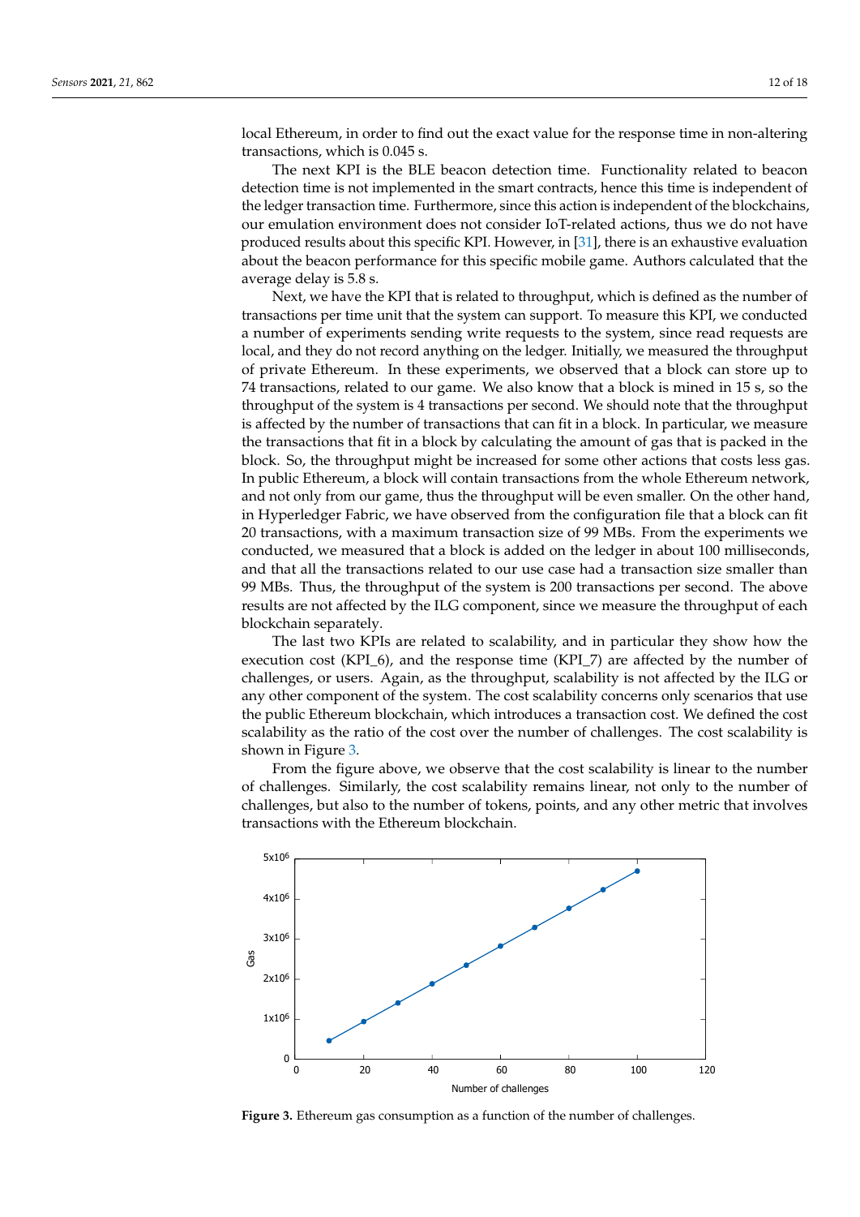local Ethereum, in order to find out the exact value for the response time in non-altering transactions, which is 0.045 s.

The next KPI is the BLE beacon detection time. Functionality related to beacon detection time is not implemented in the smart contracts, hence this time is independent of the ledger transaction time. Furthermore, since this action is independent of the blockchains, our emulation environment does not consider IoT-related actions, thus we do not have produced results about this specific KPI. However, in [31], there is an exhaustive evaluation about the beacon performance for this specific mobile game. Authors calculated that the average delay is 5.8 s.

Next, we have the KPI that is related to throughput, which is defined as the number of transactions per time unit that the system can support. To measure this KPI, we conducted a number of experiments sending write requests to the system, since read requests are local, and they do not record anything on the ledger. Initially, we measured the throughput of private Ethereum. In these experiments, we observed that a block can store up to 74 transactions, related to our game. We also know that a block is mined in 15 s, so the throughput of the system is 4 transactions per second. We should note that the throughput is affected by the number of transactions that can fit in a block. In particular, we measure the transactions that fit in a block by calculating the amount of gas that is packed in the block. So, the throughput might be increased for some other actions that costs less gas. In public Ethereum, a block will contain transactions from the whole Ethereum network, and not only from our game, thus the throughput will be even smaller. On the other hand, in Hyperledger Fabric, we have observed from the configuration file that a block can fit 20 transactions, with a maximum transaction size of 99 MBs. From the experiments we conducted, we measured that a block is added on the ledger in about 100 milliseconds, and that all the transactions related to our use case had a transaction size smaller than 99 MBs. Thus, the throughput of the system is 200 transactions per second. The above results are not affected by the ILG component, since we measure the throughput of each blockchain separately.

The last two KPIs are related to scalability, and in particular they show how the execution cost (KPI_6), and the response time (KPI_7) are affected by the number of challenges, or users. Again, as the throughput, scalability is not affected by the ILG or any other component of the system. The cost scalability concerns only scenarios that use the public Ethereum blockchain, which introduces a transaction cost. We defined the cost scalability as the ratio of the cost over the number of challenges. The cost scalability is shown in Figure 3.

From the figure above, we observe that the cost scalability is linear to the number of challenges. Similarly, the cost scalability remains linear, not only to the number of challenges, but also to the number of tokens, points, and any other metric that involves transactions with the Ethereum blockchain.

**Figure 3.** Ethereum gas consumption as a function of the number of challenges.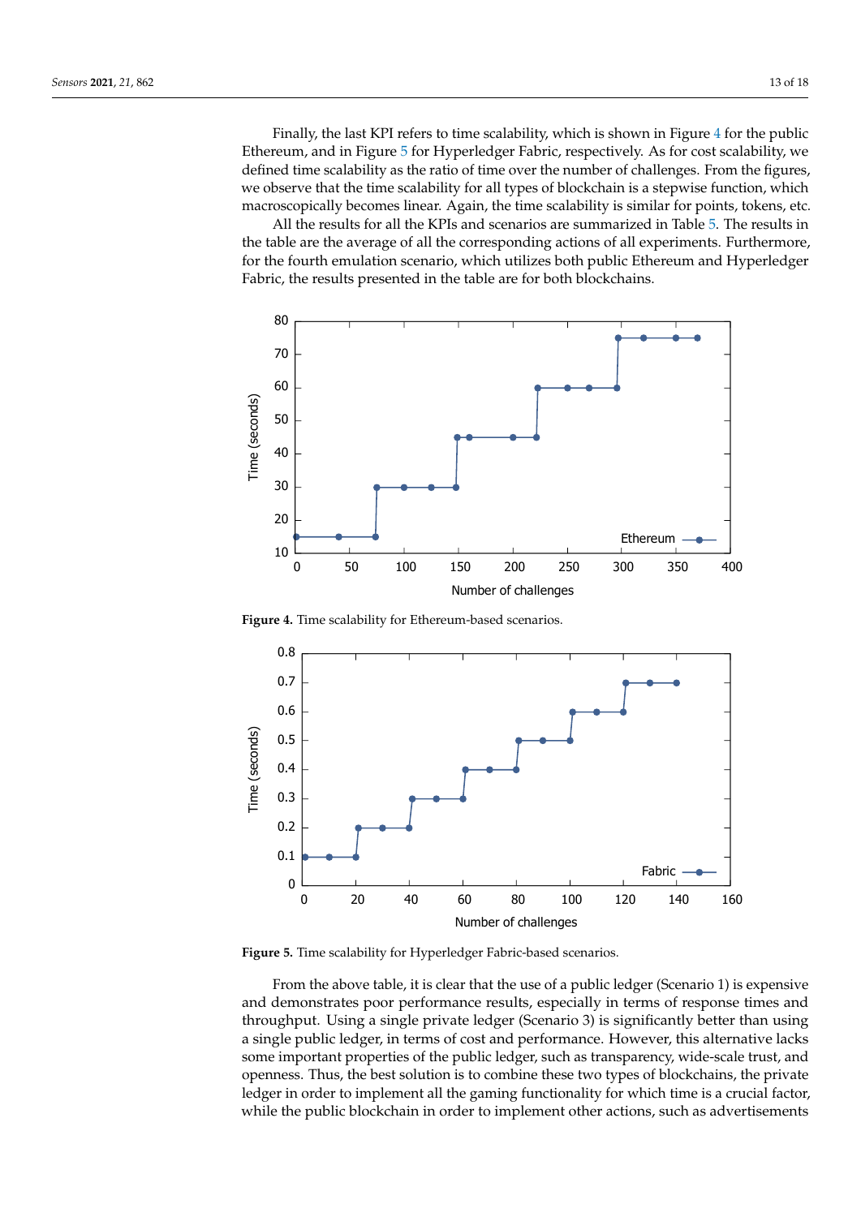Finally, the last KPI refers to time scalability, which is shown in Figure 4 for the public Ethereum, and in Figure 5 for Hyperledger Fabric, respectively. As for cost scalability, we defined time scalability as the ratio of time over the number of challenges. From the figures, we observe that the time scalability for all types of blockchain is a stepwise function, which macroscopically becomes linear. Again, the time scalability is similar for points, tokens, etc.

All the results for all the KPIs and scenarios are summarized in Table 5. The results in the table are the average of all the corresponding actions of all experiments. Furthermore, for the fourth emulation scenario, which utilizes both public Ethereum and Hyperledger Fabric, the results presented in the table are for both blockchains.

**Figure 4.** Time scalability for Ethereum-based scenarios.

**Figure 5.** Time scalability for Hyperledger Fabric-based scenarios.

From the above table, it is clear that the use of a public ledger (Scenario 1) is expensive and demonstrates poor performance results, especially in terms of response times and throughput. Using a single private ledger (Scenario 3) is significantly better than using a single public ledger, in terms of cost and performance. However, this alternative lacks some important properties of the public ledger, such as transparency, wide-scale trust, and openness. Thus, the best solution is to combine these two types of blockchains, the private ledger in order to implement all the gaming functionality for which time is a crucial factor, while the public blockchain in order to implement other actions, such as advertisements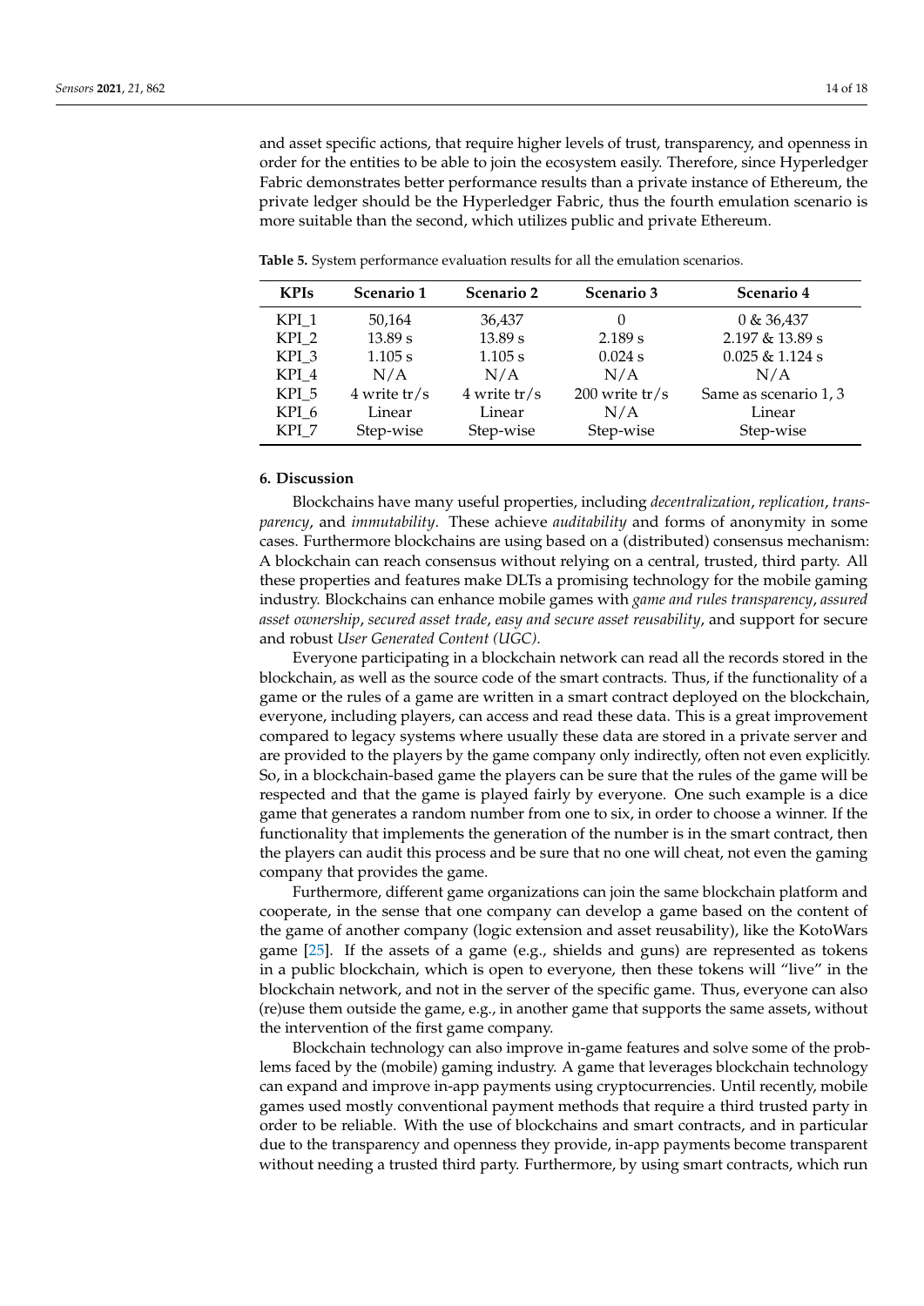and asset specific actions, that require higher levels of trust, transparency, and openness in order for the entities to be able to join the ecosystem easily. Therefore, since Hyperledger Fabric demonstrates better performance results than a private instance of Ethereum, the private ledger should be the Hyperledger Fabric, thus the fourth emulation scenario is more suitable than the second, which utilizes public and private Ethereum.

**Table 5.** System performance evaluation results for all the emulation scenarios.

| KPIs | Scenario 1 | Scenario 2 | Scenario 3 | Scenario 4 |
|---|---|---|---|---|
| KPI_1 | 50,164 | 36,437 | 0 | 0 & 36,437 |
| KPI_2 | 13.89 s | 13.89 s | 2.189 s | 2.197 & 13.89 s |
| KPI_3 | 1.105 s | 1.105 s | 0.024 s | 0.025 & 1.124 s |
| KPI_4 | N/A | N/A | N/A | N/A |
| KPI_5 | 4 write tr/s | 4 write tr/s | 200 write tr/s | Same as scenario 1, 3 |
| KPI_6 | Linear | Linear | N/A | Linear |
| KPI_7 | Step-wise | Step-wise | Step-wise | Step-wise |

## 6. Discussion

Blockchains have many useful properties, including *decentralization*, *replication*, *transparency*, and *immutability*. These achieve *auditability* and forms of anonymity in some cases. Furthermore blockchains are using based on a (distributed) consensus mechanism: A blockchain can reach consensus without relying on a central, trusted, third party. All these properties and features make DLTs a promising technology for the mobile gaming industry. Blockchains can enhance mobile games with *game and rules transparency*, *assured asset ownership*, *secured asset trade*, *easy and secure asset reusability*, and support for secure and robust *User Generated Content (UGC)*.

Everyone participating in a blockchain network can read all the records stored in the blockchain, as well as the source code of the smart contracts. Thus, if the functionality of a game or the rules of a game are written in a smart contract deployed on the blockchain, everyone, including players, can access and read these data. This is a great improvement compared to legacy systems where usually these data are stored in a private server and are provided to the players by the game company only indirectly, often not even explicitly. So, in a blockchain-based game the players can be sure that the rules of the game will be respected and that the game is played fairly by everyone. One such example is a dice game that generates a random number from one to six, in order to choose a winner. If the functionality that implements the generation of the number is in the smart contract, then the players can audit this process and be sure that no one will cheat, not even the gaming company that provides the game.

Furthermore, different game organizations can join the same blockchain platform and cooperate, in the sense that one company can develop a game based on the content of the game of another company (logic extension and asset reusability), like the KotoWars game [25]. If the assets of a game (e.g., shields and guns) are represented as tokens in a public blockchain, which is open to everyone, then these tokens will "live" in the blockchain network, and not in the server of the specific game. Thus, everyone can also (re)use them outside the game, e.g., in another game that supports the same assets, without the intervention of the first game company.

Blockchain technology can also improve in-game features and solve some of the problems faced by the (mobile) gaming industry. A game that leverages blockchain technology can expand and improve in-app payments using cryptocurrencies. Until recently, mobile games used mostly conventional payment methods that require a third trusted party in order to be reliable. With the use of blockchains and smart contracts, and in particular due to the transparency and openness they provide, in-app payments become transparent without needing a trusted third party. Furthermore, by using smart contracts, which run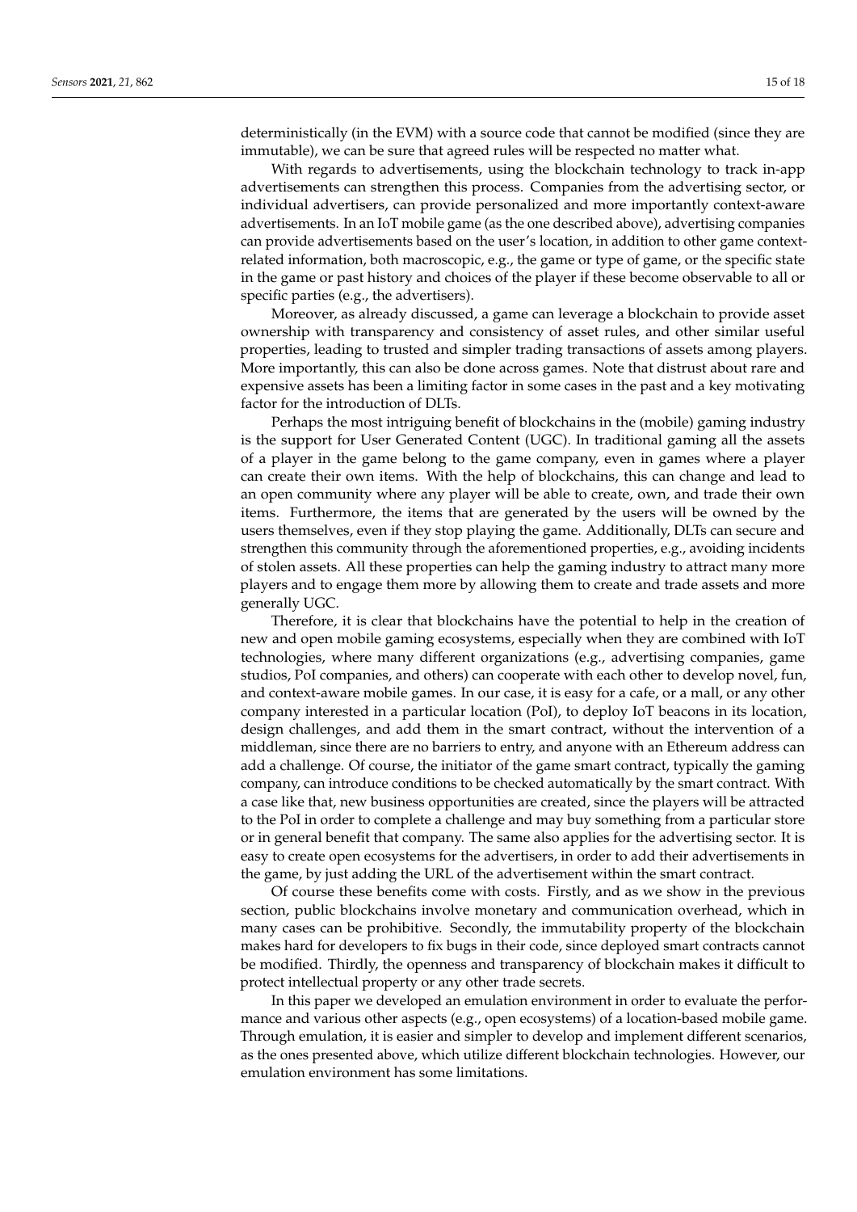deterministically (in the EVM) with a source code that cannot be modified (since they are immutable), we can be sure that agreed rules will be respected no matter what.

With regards to advertisements, using the blockchain technology to track in-app advertisements can strengthen this process. Companies from the advertising sector, or individual advertisers, can provide personalized and more importantly context-aware advertisements. In an IoT mobile game (as the one described above), advertising companies can provide advertisements based on the user's location, in addition to other game context-related information, both macroscopic, e.g., the game or type of game, or the specific state in the game or past history and choices of the player if these become observable to all or specific parties (e.g., the advertisers).

Moreover, as already discussed, a game can leverage a blockchain to provide asset ownership with transparency and consistency of asset rules, and other similar useful properties, leading to trusted and simpler trading transactions of assets among players. More importantly, this can also be done across games. Note that distrust about rare and expensive assets has been a limiting factor in some cases in the past and a key motivating factor for the introduction of DLTs.

Perhaps the most intriguing benefit of blockchains in the (mobile) gaming industry is the support for User Generated Content (UGC). In traditional gaming all the assets of a player in the game belong to the game company, even in games where a player can create their own items. With the help of blockchains, this can change and lead to an open community where any player will be able to create, own, and trade their own items. Furthermore, the items that are generated by the users will be owned by the users themselves, even if they stop playing the game. Additionally, DLTs can secure and strengthen this community through the aforementioned properties, e.g., avoiding incidents of stolen assets. All these properties can help the gaming industry to attract many more players and to engage them more by allowing them to create and trade assets and more generally UGC.

Therefore, it is clear that blockchains have the potential to help in the creation of new and open mobile gaming ecosystems, especially when they are combined with IoT technologies, where many different organizations (e.g., advertising companies, game studios, PoI companies, and others) can cooperate with each other to develop novel, fun, and context-aware mobile games. In our case, it is easy for a cafe, or a mall, or any other company interested in a particular location (PoI), to deploy IoT beacons in its location, design challenges, and add them in the smart contract, without the intervention of a middleman, since there are no barriers to entry, and anyone with an Ethereum address can add a challenge. Of course, the initiator of the game smart contract, typically the gaming company, can introduce conditions to be checked automatically by the smart contract. With a case like that, new business opportunities are created, since the players will be attracted to the PoI in order to complete a challenge and may buy something from a particular store or in general benefit that company. The same also applies for the advertising sector. It is easy to create open ecosystems for the advertisers, in order to add their advertisements in the game, by just adding the URL of the advertisement within the smart contract.

Of course these benefits come with costs. Firstly, and as we show in the previous section, public blockchains involve monetary and communication overhead, which in many cases can be prohibitive. Secondly, the immutability property of the blockchain makes hard for developers to fix bugs in their code, since deployed smart contracts cannot be modified. Thirdly, the openness and transparency of blockchain makes it difficult to protect intellectual property or any other trade secrets.

In this paper we developed an emulation environment in order to evaluate the performance and various other aspects (e.g., open ecosystems) of a location-based mobile game. Through emulation, it is easier and simpler to develop and implement different scenarios, as the ones presented above, which utilize different blockchain technologies. However, our emulation environment has some limitations.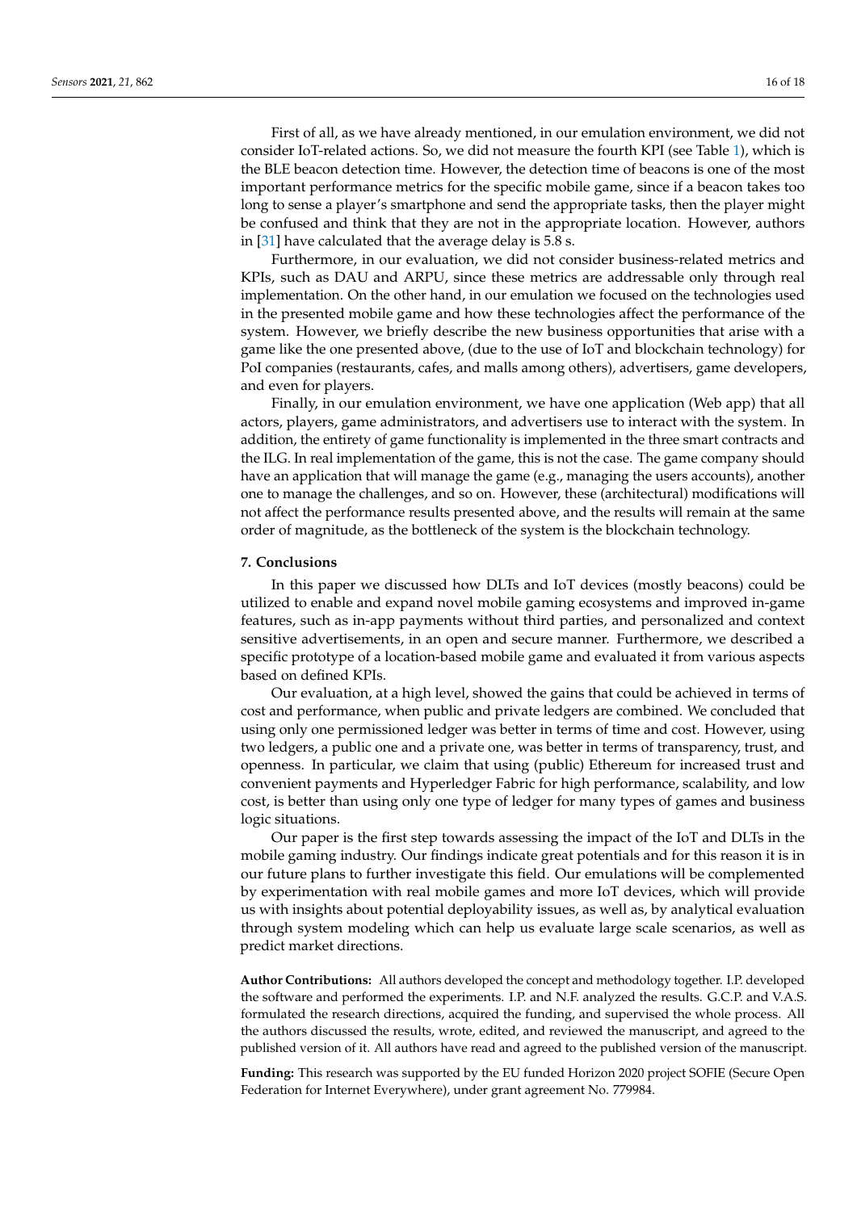First of all, as we have already mentioned, in our emulation environment, we did not consider IoT-related actions. So, we did not measure the fourth KPI (see Table 1), which is the BLE beacon detection time. However, the detection time of beacons is one of the most important performance metrics for the specific mobile game, since if a beacon takes too long to sense a player's smartphone and send the appropriate tasks, then the player might be confused and think that they are not in the appropriate location. However, authors in [31] have calculated that the average delay is 5.8 s.

Furthermore, in our evaluation, we did not consider business-related metrics and KPIs, such as DAU and ARPU, since these metrics are addressable only through real implementation. On the other hand, in our emulation we focused on the technologies used in the presented mobile game and how these technologies affect the performance of the system. However, we briefly describe the new business opportunities that arise with a game like the one presented above, (due to the use of IoT and blockchain technology) for PoI companies (restaurants, cafes, and malls among others), advertisers, game developers, and even for players.

Finally, in our emulation environment, we have one application (Web app) that all actors, players, game administrators, and advertisers use to interact with the system. In addition, the entirety of game functionality is implemented in the three smart contracts and the ILG. In real implementation of the game, this is not the case. The game company should have an application that will manage the game (e.g., managing the users accounts), another one to manage the challenges, and so on. However, these (architectural) modifications will not affect the performance results presented above, and the results will remain at the same order of magnitude, as the bottleneck of the system is the blockchain technology.

## 7. Conclusions

In this paper we discussed how DLTs and IoT devices (mostly beacons) could be utilized to enable and expand novel mobile gaming ecosystems and improved in-game features, such as in-app payments without third parties, and personalized and context sensitive advertisements, in an open and secure manner. Furthermore, we described a specific prototype of a location-based mobile game and evaluated it from various aspects based on defined KPIs.

Our evaluation, at a high level, showed the gains that could be achieved in terms of cost and performance, when public and private ledgers are combined. We concluded that using only one permissioned ledger was better in terms of time and cost. However, using two ledgers, a public one and a private one, was better in terms of transparency, trust, and openness. In particular, we claim that using (public) Ethereum for increased trust and convenient payments and Hyperledger Fabric for high performance, scalability, and low cost, is better than using only one type of ledger for many types of games and business logic situations.

Our paper is the first step towards assessing the impact of the IoT and DLTs in the mobile gaming industry. Our findings indicate great potentials and for this reason it is in our future plans to further investigate this field. Our emulations will be complemented by experimentation with real mobile games and more IoT devices, which will provide us with insights about potential deployability issues, as well as, by analytical evaluation through system modeling which can help us evaluate large scale scenarios, as well as predict market directions.

**Author Contributions:** All authors developed the concept and methodology together. I.P. developed the software and performed the experiments. I.P. and N.F. analyzed the results. G.C.P. and V.A.S. formulated the research directions, acquired the funding, and supervised the whole process. All the authors discussed the results, wrote, edited, and reviewed the manuscript, and agreed to the published version of it. All authors have read and agreed to the published version of the manuscript.

**Funding:** This research was supported by the EU funded Horizon 2020 project SOFIE (Secure Open Federation for Internet Everywhere), under grant agreement No. 779984.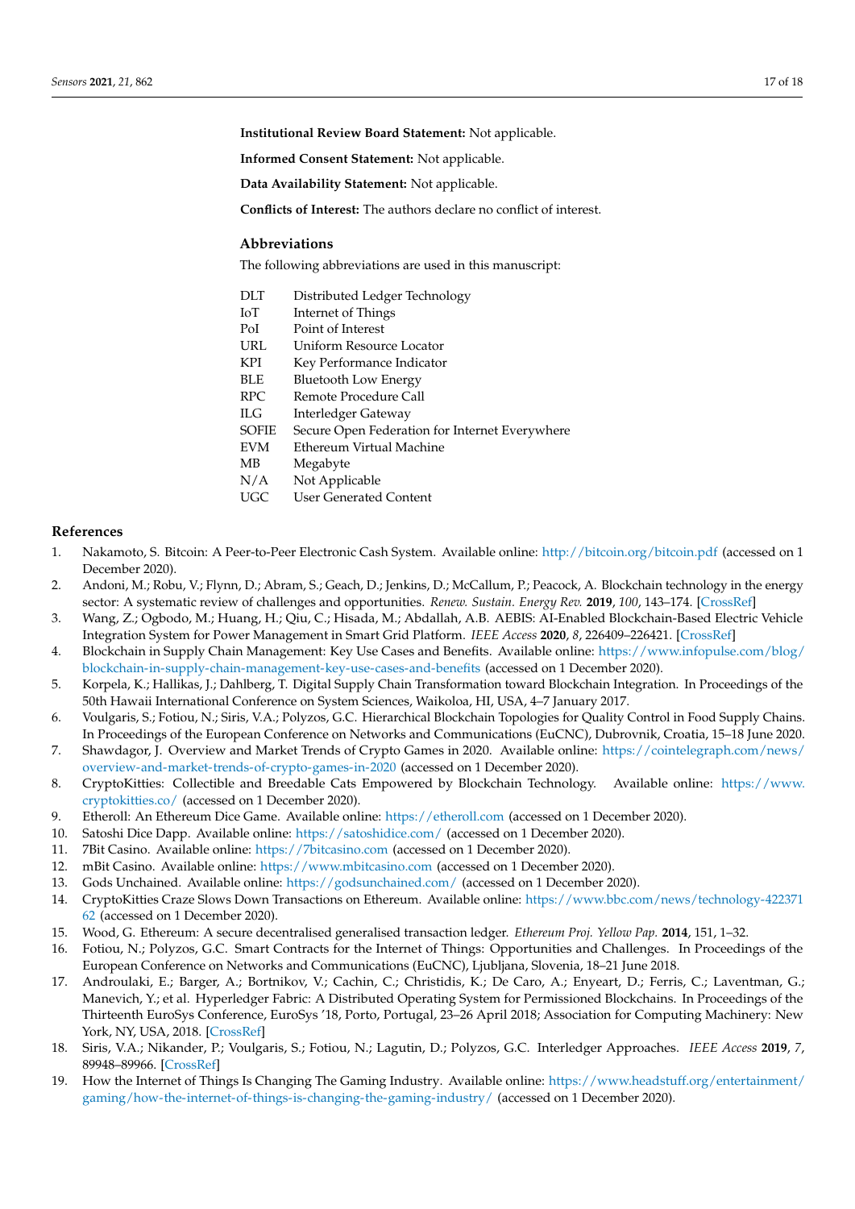**Institutional Review Board Statement:** Not applicable.

**Informed Consent Statement:** Not applicable.

**Data Availability Statement:** Not applicable.

**Conflicts of Interest:** The authors declare no conflict of interest.

## Abbreviations

The following abbreviations are used in this manuscript:

| | |
|---|---|
| DLT | Distributed Ledger Technology |
| IoT | Internet of Things |
| PoI | Point of Interest |
| URL | Uniform Resource Locator |
| KPI | Key Performance Indicator |
| BLE | Bluetooth Low Energy |
| RPC | Remote Procedure Call |
| ILG | Interledger Gateway |
| SOFIE | Secure Open Federation for Internet Everywhere |
| EVM | Ethereum Virtual Machine |
| MB | Megabyte |
| N/A | Not Applicable |
| UGC | User Generated Content |

## References

1. Nakamoto, S. Bitcoin: A Peer-to-Peer Electronic Cash System. Available online: http://bitcoin.org/bitcoin.pdf (accessed on 1 December 2020).
2. Andoni, M.; Robu, V.; Flynn, D.; Abram, S.; Geach, D.; Jenkins, D.; McCallum, P.; Peacock, A. Blockchain technology in the energy sector: A systematic review of challenges and opportunities. *Renew. Sustain. Energy Rev.* **2019**, *100*, 143–174. [CrossRef]
3. Wang, Z.; Ogbodo, M.; Huang, H.; Qiu, C.; Hisada, M.; Abdallah, A.B. AEBIS: AI-Enabled Blockchain-Based Electric Vehicle Integration System for Power Management in Smart Grid Platform. *IEEE Access* **2020**, *8*, 226409–226421. [CrossRef]
4. Blockchain in Supply Chain Management: Key Use Cases and Benefits. Available online: https://www.infopulse.com/blog/blockchain-in-supply-chain-management-key-use-cases-and-benefits (accessed on 1 December 2020).
5. Korpela, K.; Hallikas, J.; Dahlberg, T. Digital Supply Chain Transformation toward Blockchain Integration. In Proceedings of the 50th Hawaii International Conference on System Sciences, Waikoloa, HI, USA, 4–7 January 2017.
6. Voulgaris, S.; Fotiou, N.; Siris, V.A.; Polyzos, G.C. Hierarchical Blockchain Topologies for Quality Control in Food Supply Chains. In Proceedings of the European Conference on Networks and Communications (EuCNC), Dubrovnik, Croatia, 15–18 June 2020.
7. Shawdagor, J. Overview and Market Trends of Crypto Games in 2020. Available online: https://cointelegraph.com/news/overview-and-market-trends-of-crypto-games-in-2020 (accessed on 1 December 2020).
8. CryptoKitties: Collectible and Breedable Cats Empowered by Blockchain Technology. Available online: https://www.cryptokitties.co/ (accessed on 1 December 2020).
9. Etheroll: An Ethereum Dice Game. Available online: https://etheroll.com (accessed on 1 December 2020).
10. Satoshi Dice Dapp. Available online: https://satoshidice.com/ (accessed on 1 December 2020).
11. 7Bit Casino. Available online: https://7bitcasino.com (accessed on 1 December 2020).
12. mBit Casino. Available online: https://www.mbitcasino.com (accessed on 1 December 2020).
13. Gods Unchained. Available online: https://godsunchained.com/ (accessed on 1 December 2020).
14. CryptoKitties Craze Slows Down Transactions on Ethereum. Available online: https://www.bbc.com/news/technology-42237162 (accessed on 1 December 2020).
15. Wood, G. Ethereum: A secure decentralised generalised transaction ledger. *Ethereum Proj. Yellow Pap.* **2014**, 151, 1–32.
16. Fotiou, N.; Polyzos, G.C. Smart Contracts for the Internet of Things: Opportunities and Challenges. In Proceedings of the European Conference on Networks and Communications (EuCNC), Ljubljana, Slovenia, 18–21 June 2018.
17. Androulaki, E.; Barger, A.; Bortnikov, V.; Cachin, C.; Christidis, K.; De Caro, A.; Enyeart, D.; Ferris, C.; Laventman, G.; Manevich, Y.; et al. Hyperledger Fabric: A Distributed Operating System for Permissioned Blockchains. In Proceedings of the Thirteenth EuroSys Conference, EuroSys '18, Porto, Portugal, 23–26 April 2018; Association for Computing Machinery: New York, NY, USA, 2018. [CrossRef]
18. Siris, V.A.; Nikander, P.; Voulgaris, S.; Fotiou, N.; Lagutin, D.; Polyzos, G.C. Interledger Approaches. *IEEE Access* **2019**, *7*, 89948–89966. [CrossRef]
19. How the Internet of Things Is Changing The Gaming Industry. Available online: https://www.headstuff.org/entertainment/gaming/how-the-internet-of-things-is-changing-the-gaming-industry/ (accessed on 1 December 2020).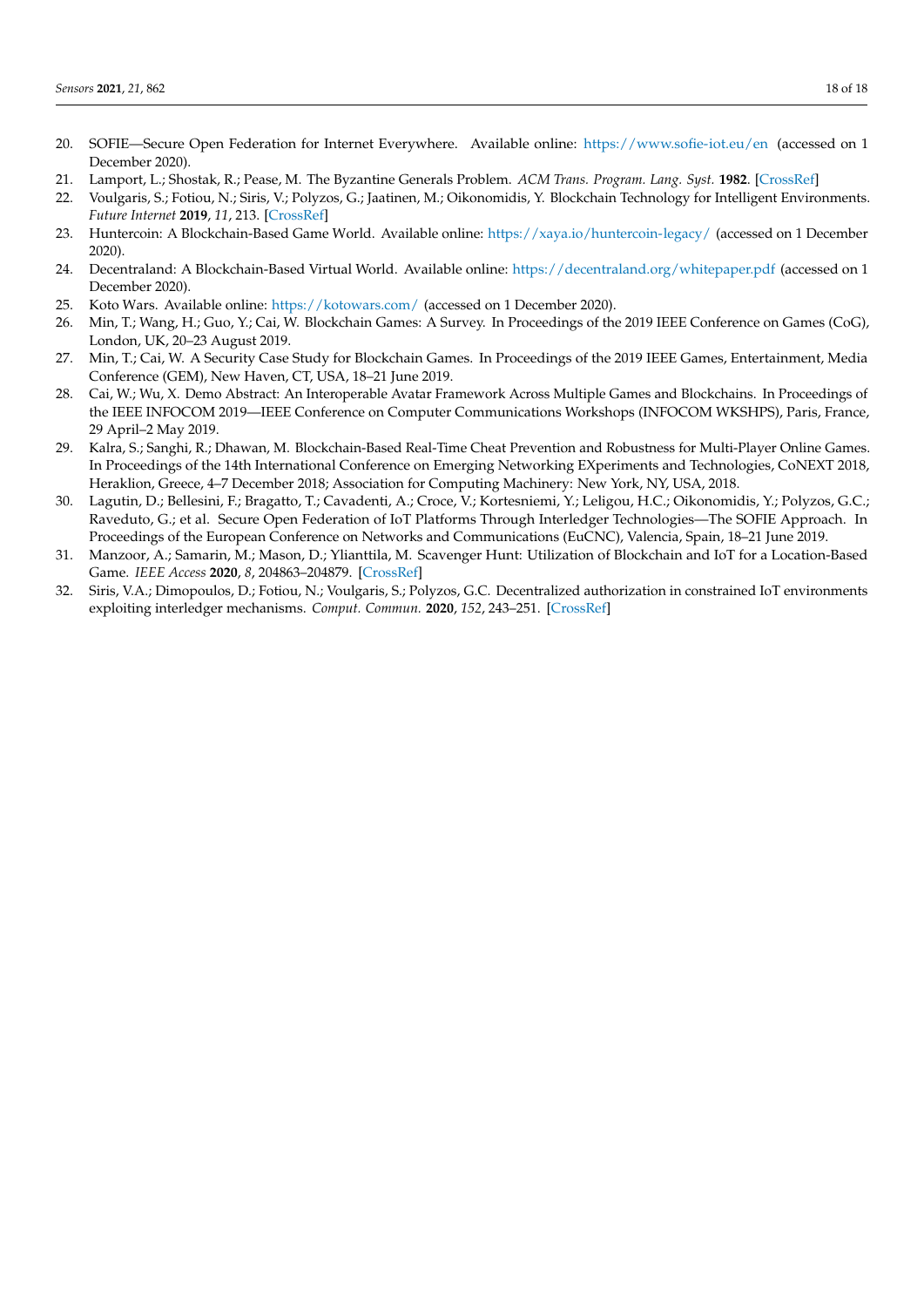20. SOFIE—Secure Open Federation for Internet Everywhere. Available online: https://www.sofie-iot.eu/en (accessed on 1 December 2020).
21. Lamport, L.; Shostak, R.; Pease, M. The Byzantine Generals Problem. *ACM Trans. Program. Lang. Syst.* **1982**. [CrossRef]
22. Voulgaris, S.; Fotiou, N.; Siris, V.; Polyzos, G.; Jaatinen, M.; Oikonomidis, Y. Blockchain Technology for Intelligent Environments. *Future Internet* **2019**, *11*, 213. [CrossRef]
23. Huntercoin: A Blockchain-Based Game World. Available online: https://xaya.io/huntercoin-legacy/ (accessed on 1 December 2020).
24. Decentraland: A Blockchain-Based Virtual World. Available online: https://decentraland.org/whitepaper.pdf (accessed on 1 December 2020).
25. Koto Wars. Available online: https://kotowars.com/ (accessed on 1 December 2020).
26. Min, T.; Wang, H.; Guo, Y.; Cai, W. Blockchain Games: A Survey. In Proceedings of the 2019 IEEE Conference on Games (CoG), London, UK, 20–23 August 2019.
27. Min, T.; Cai, W. A Security Case Study for Blockchain Games. In Proceedings of the 2019 IEEE Games, Entertainment, Media Conference (GEM), New Haven, CT, USA, 18–21 June 2019.
28. Cai, W.; Wu, X. Demo Abstract: An Interoperable Avatar Framework Across Multiple Games and Blockchains. In Proceedings of the IEEE INFOCOM 2019—IEEE Conference on Computer Communications Workshops (INFOCOM WKSHPS), Paris, France, 29 April–2 May 2019.
29. Kalra, S.; Sanghi, R.; Dhawan, M. Blockchain-Based Real-Time Cheat Prevention and Robustness for Multi-Player Online Games. In Proceedings of the 14th International Conference on Emerging Networking EXperiments and Technologies, CoNEXT 2018, Heraklion, Greece, 4–7 December 2018; Association for Computing Machinery: New York, NY, USA, 2018.
30. Lagutin, D.; Bellesini, F.; Bragatto, T.; Cavadenti, A.; Croce, V.; Kortesniemi, Y.; Leligou, H.C.; Oikonomidis, Y.; Polyzos, G.C.; Raveduto, G.; et al. Secure Open Federation of IoT Platforms Through Interledger Technologies—The SOFIE Approach. In Proceedings of the European Conference on Networks and Communications (EuCNC), Valencia, Spain, 18–21 June 2019.
31. Manzoor, A.; Samarin, M.; Mason, D.; Ylianttila, M. Scavenger Hunt: Utilization of Blockchain and IoT for a Location-Based Game. *IEEE Access* **2020**, *8*, 204863–204879. [CrossRef]
32. Siris, V.A.; Dimopoulos, D.; Fotiou, N.; Voulgaris, S.; Polyzos, G.C. Decentralized authorization in constrained IoT environments exploiting interledger mechanisms. *Comput. Commun.* **2020**, *152*, 243–251. [CrossRef]